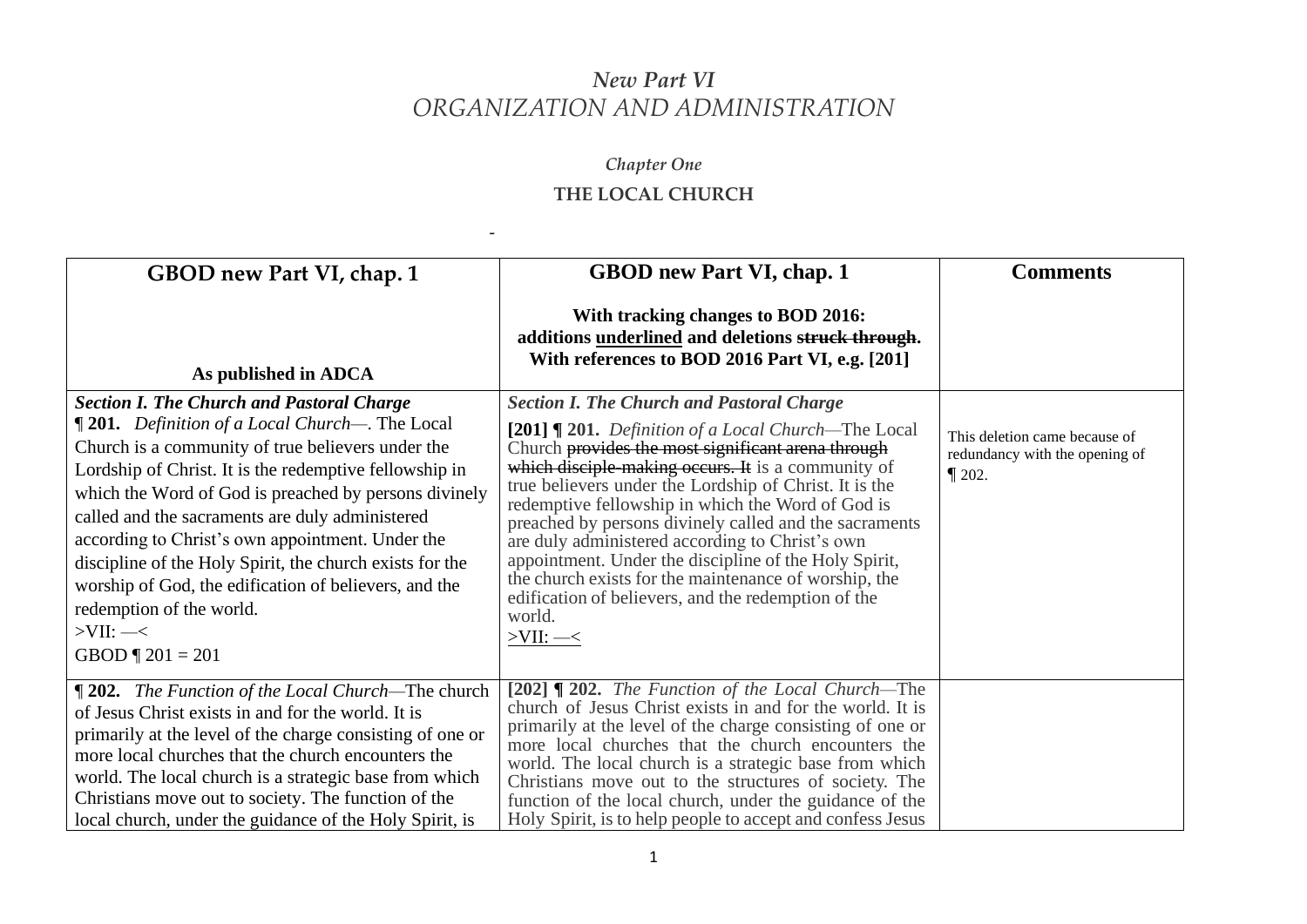# *New Part VI*
# *ORGANIZATION AND ADMINISTRATION*

## *Chapter One*
## THE LOCAL CHURCH

-

| GBOD new Part VI, chap. 1<br><br>As published in ADCA | GBOD new Part VI, chap. 1<br><br>With tracking changes to BOD 2016: additions <u>underlined</u> and deletions ~~struck through~~. With references to BOD 2016 Part VI, e.g. [201] | Comments |
|---|---|---|
| ***Section I. The Church and Pastoral Charge***<br>**¶ 201.** *Definition of a Local Church*—. The Local Church is a community of true believers under the Lordship of Christ. It is the redemptive fellowship in which the Word of God is preached by persons divinely called and the sacraments are duly administered according to Christ's own appointment. Under the discipline of the Holy Spirit, the church exists for the worship of God, the edification of believers, and the redemption of the world.<br>>VII: —<<br>GBOD ¶ 201 = 201 | ***Section I. The Church and Pastoral Charge***<br>**[201] ¶ 201.** *Definition of a Local Church*—The Local Church ~~provides the most significant arena through which disciple-making occurs. It~~ is a community of true believers under the Lordship of Christ. It is the redemptive fellowship in which the Word of God is preached by persons divinely called and the sacraments are duly administered according to Christ's own appointment. Under the discipline of the Holy Spirit, the church exists for the maintenance of worship, the edification of believers, and the redemption of the world.<br><u>>VII: —<</u> | This deletion came because of redundancy with the opening of ¶ 202. |
| **¶ 202.** *The Function of the Local Church*—The church of Jesus Christ exists in and for the world. It is primarily at the level of the charge consisting of one or more local churches that the church encounters the world. The local church is a strategic base from which Christians move out to society. The function of the local church, under the guidance of the Holy Spirit, is | **[202] ¶ 202.** *The Function of the Local Church*—The church of Jesus Christ exists in and for the world. It is primarily at the level of the charge consisting of one or more local churches that the church encounters the world. The local church is a strategic base from which Christians move out to the structures of society. The function of the local church, under the guidance of the Holy Spirit, is to help people to accept and confess Jesus | |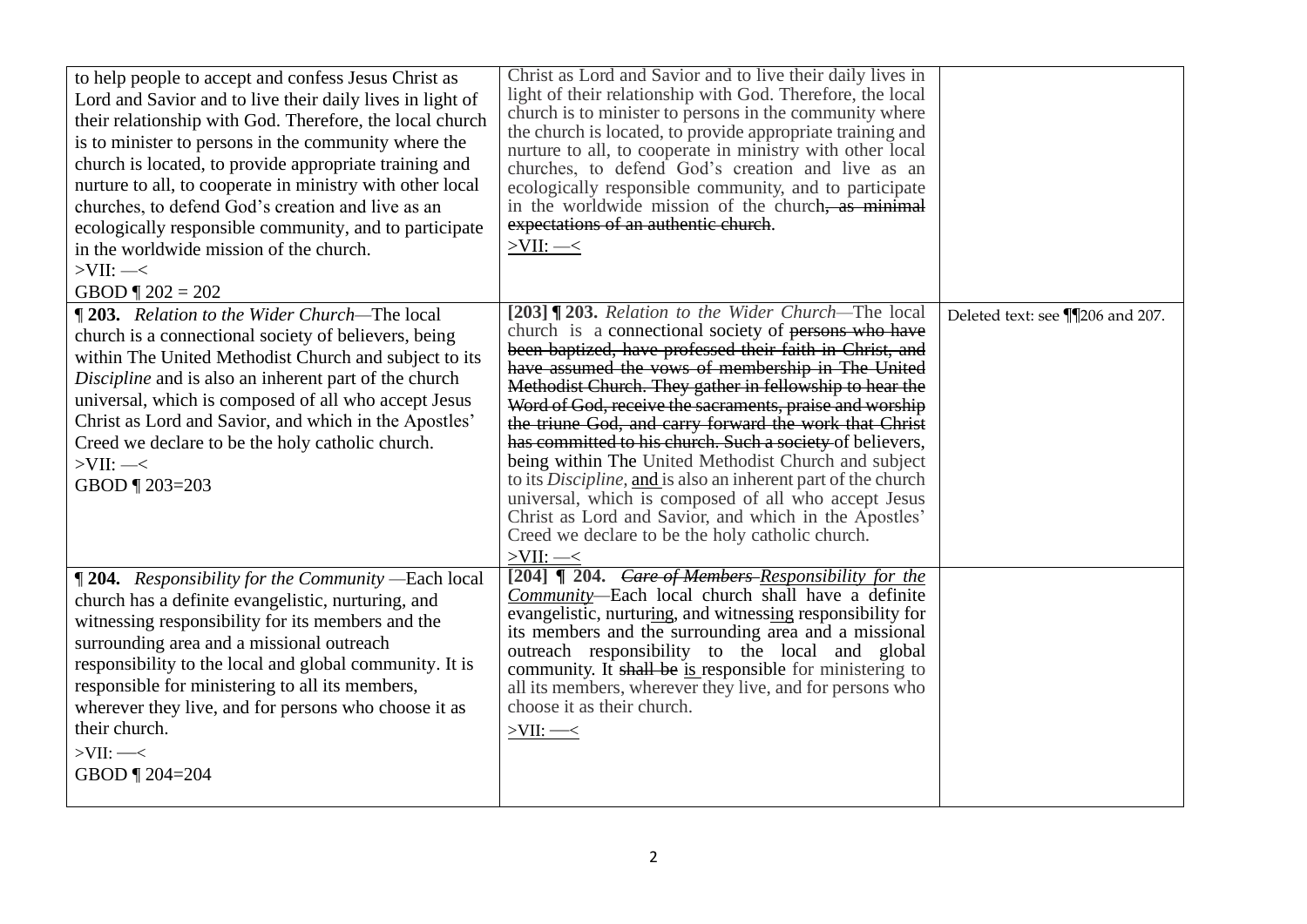| | | |
|---|---|---|
| to help people to accept and confess Jesus Christ as Lord and Savior and to live their daily lives in light of their relationship with God. Therefore, the local church is to minister to persons in the community where the church is located, to provide appropriate training and nurture to all, to cooperate in ministry with other local churches, to defend God's creation and live as an ecologically responsible community, and to participate in the worldwide mission of the church.<br>>VII: —<<br>GBOD ¶ 202 = 202 | Christ as Lord and Savior and to live their daily lives in light of their relationship with God. Therefore, the local church is to minister to persons in the community where the church is located, to provide appropriate training and nurture to all, to cooperate in ministry with other local churches, to defend God's creation and live as an ecologically responsible community, and to participate in the worldwide mission of the church~~, as minimal expectations of an authentic church~~.<br><u>>VII: —<</u> | |
| **¶ 203.** *Relation to the Wider Church*—The local church is a connectional society of believers, being within The United Methodist Church and subject to its *Discipline* and is also an inherent part of the church universal, which is composed of all who accept Jesus Christ as Lord and Savior, and which in the Apostles' Creed we declare to be the holy catholic church.<br>>VII: —<<br>GBOD ¶ 203=203 | **[203] ¶ 203.** *Relation to the Wider Church*—The local church is a connectional society of ~~persons who have been baptized, have professed their faith in Christ, and have assumed the vows of membership in The United Methodist Church. They gather in fellowship to hear the Word of God, receive the sacraments, praise and worship the triune God, and carry forward the work that Christ has committed to his church. Such a society~~ of believers, being within The United Methodist Church and subject to its *Discipline*, <u>and</u> is also an inherent part of the church universal, which is composed of all who accept Jesus Christ as Lord and Savior, and which in the Apostles' Creed we declare to be the holy catholic church.<br><u>>VII: —<</u> | Deleted text: see ¶¶206 and 207. |
| **¶ 204.** *Responsibility for the Community* —Each local church has a definite evangelistic, nurturing, and witnessing responsibility for its members and the surrounding area and a missional outreach responsibility to the local and global community. It is responsible for ministering to all its members, wherever they live, and for persons who choose it as their church.<br>>VII: —<<br>GBOD ¶ 204=204 | **[204] ¶ 204.** ~~*Care of Members*~~ <u>*Responsibility for the Community*</u>—Each local church shall have a definite evangelistic, nurtur<u>ing</u>, and witness<u>ing</u> responsibility for its members and the surrounding area and a missional outreach responsibility to the local and global community. It ~~shall be~~ <u>is</u> responsible for ministering to all its members, wherever they live, and for persons who choose it as their church.<br><u>>VII: —<</u> | |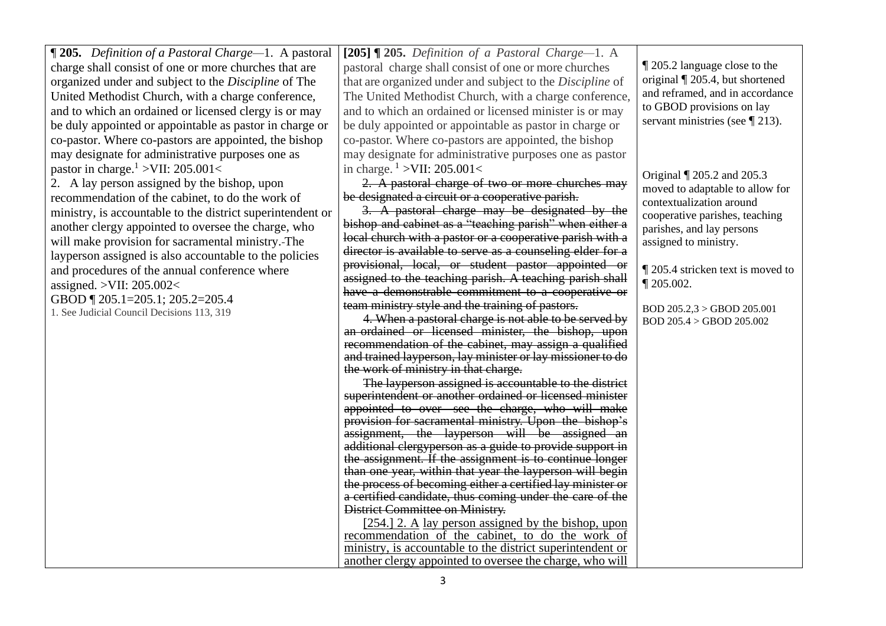| | | |
|---|---|---|
| **¶ 205.** *Definition of a Pastoral Charge*—1. A pastoral charge shall consist of one or more churches that are organized under and subject to the *Discipline* of The United Methodist Church, with a charge conference, and to which an ordained or licensed clergy is or may be duly appointed or appointable as pastor in charge or co-pastor. Where co-pastors are appointed, the bishop may designate for administrative purposes one as pastor in charge.[1] >VII: 205.001<<br>2. A lay person assigned by the bishop, upon recommendation of the cabinet, to do the work of ministry, is accountable to the district superintendent or another clergy appointed to oversee the charge, who will make provision for sacramental ministry. The layperson assigned is also accountable to the policies and procedures of the annual conference where assigned. >VII: 205.002<<br>GBOD ¶ 205.1=205.1; 205.2=205.4<br>1. See Judicial Council Decisions 113, 319 | **[205] ¶ 205.** *Definition of a Pastoral Charge*—1. A pastoral charge shall consist of one or more churches that are organized under and subject to the *Discipline* of The United Methodist Church, with a charge conference, and to which an ordained or licensed minister is or may be duly appointed or appointable as pastor in charge or co-pastor. Where co-pastors are appointed, the bishop may designate for administrative purposes one as pastor in charge.[1] >VII: 205.001<<br>~~2. A pastoral charge of two or more churches may be designated a circuit or a cooperative parish.~~<br>~~3. A pastoral charge may be designated by the bishop and cabinet as a "teaching parish" when either a local church with a pastor or a cooperative parish with a director is available to serve as a counseling elder for a provisional, local, or student pastor appointed or assigned to the teaching parish. A teaching parish shall have a demonstrable commitment to a cooperative or team ministry style and the training of pastors.~~<br>~~4. When a pastoral charge is not able to be served by an ordained or licensed minister, the bishop, upon recommendation of the cabinet, may assign a qualified and trained layperson, lay minister or lay missioner to do the work of ministry in that charge.~~<br>~~The layperson assigned is accountable to the district superintendent or another ordained or licensed minister appointed to over see the charge, who will make provision for sacramental ministry. Upon the bishop's assignment, the layperson will be assigned an additional clergyperson as a guide to provide support in the assignment. If the assignment is to continue longer than one year, within that year the layperson will begin the process of becoming either a certified lay minister or a certified candidate, thus coming under the care of the District Committee on Ministry.~~<br>[254.] 2. A lay person assigned by the bishop, upon recommendation of the cabinet, to do the work of ministry, is accountable to the district superintendent or another clergy appointed to oversee the charge, who will | ¶ 205.2 language close to the original ¶ 205.4, but shortened and reframed, and in accordance to GBOD provisions on lay servant ministries (see ¶ 213).<br><br>Original ¶ 205.2 and 205.3 moved to adaptable to allow for contextualization around cooperative parishes, teaching parishes, and lay persons assigned to ministry.<br><br>¶ 205.4 stricken text is moved to ¶ 205.002.<br><br>BOD 205.2,3 > GBOD 205.001<br>BOD 205.4 > GBOD 205.002 |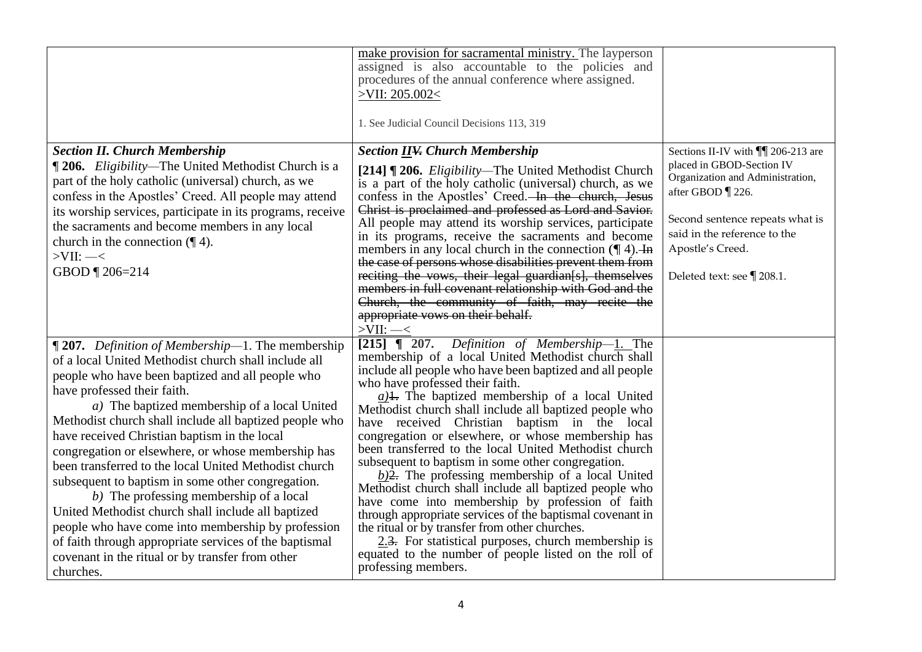| | | |
|---|---|---|
| | make provision for sacramental ministry. The layperson assigned is also accountable to the policies and procedures of the annual conference where assigned.<br>>VII: 205.002<<br><br>1. See Judicial Council Decisions 113, 319 | |
| ***Section II. Church Membership***<br>**¶ 206.** *Eligibility*—The United Methodist Church is a part of the holy catholic (universal) church, as we confess in the Apostles' Creed. All people may attend its worship services, participate in its programs, receive the sacraments and become members in any local church in the connection (¶ 4).<br>>VII: —<<br>GBOD ¶ 206=214 | ***Section IIV. Church Membership***<br>**[214] ¶ 206.** *Eligibility*—The United Methodist Church is a part of the holy catholic (universal) church, as we confess in the Apostles' Creed. ~~In the church, Jesus Christ is proclaimed and professed as Lord and Savior.~~ All people may attend its worship services, participate in its programs, receive the sacraments and become members in any local church in the connection (¶ 4). ~~In the case of persons whose disabilities prevent them from reciting the vows, their legal guardian[s], themselves members in full covenant relationship with God and the Church, the community of faith, may recite the appropriate vows on their behalf.~~<br>>VII: —< | Sections II-IV with ¶¶ 206-213 are placed in GBOD-Section IV Organization and Administration, after GBOD ¶ 226.<br><br>Second sentence repeats what is said in the reference to the Apostle's Creed.<br><br>Deleted text: see ¶ 208.1. |
| **¶ 207.** *Definition of Membership*—1. The membership of a local United Methodist church shall include all people who have been baptized and all people who have professed their faith.<br>*a)* The baptized membership of a local United Methodist church shall include all baptized people who have received Christian baptism in the local congregation or elsewhere, or whose membership has been transferred to the local United Methodist church subsequent to baptism in some other congregation.<br>*b)* The professing membership of a local United Methodist church shall include all baptized people who have come into membership by profession of faith through appropriate services of the baptismal covenant in the ritual or by transfer from other churches. | **[215] ¶ 207.** *Definition of Membership*—1. The membership of a local United Methodist church shall include all people who have been baptized and all people who have professed their faith.<br>*a)*~~1.~~ The baptized membership of a local United Methodist church shall include all baptized people who have received Christian baptism in the local congregation or elsewhere, or whose membership has been transferred to the local United Methodist church subsequent to baptism in some other congregation.<br>*b)*~~2.~~ The professing membership of a local United Methodist church shall include all baptized people who have come into membership by profession of faith through appropriate services of the baptismal covenant in the ritual or by transfer from other churches.<br>2.~~3.~~ For statistical purposes, church membership is equated to the number of people listed on the roll of professing members. | |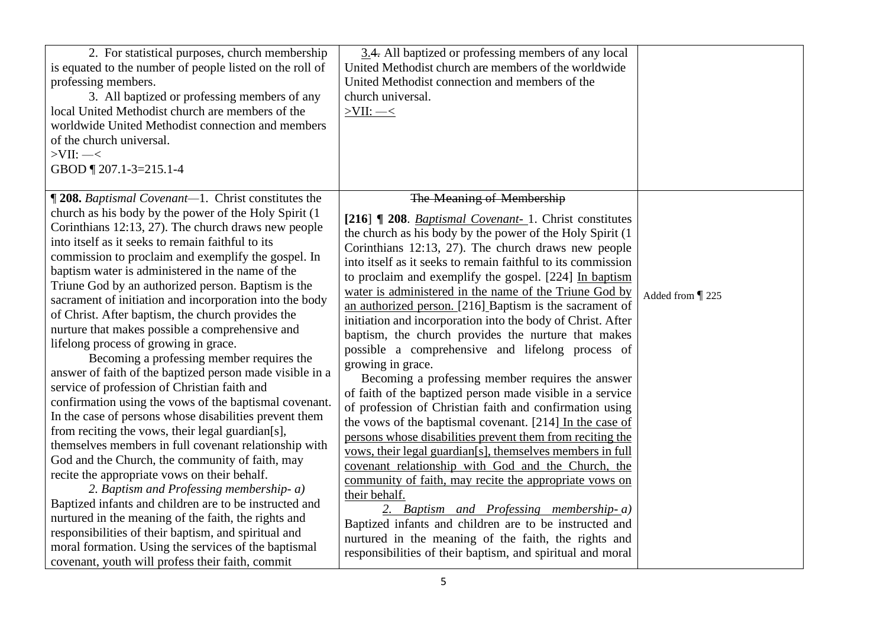| | | |
|---|---|---|
| 2. For statistical purposes, church membership is equated to the number of people listed on the roll of professing members.<br>3. All baptized or professing members of any local United Methodist church are members of the worldwide United Methodist connection and members of the church universal.<br>>VII: —<<br>GBOD ¶ 207.1-3=215.1-4 | 3.~~4.~~ All baptized or professing members of any local United Methodist church are members of the worldwide United Methodist connection and members of the church universal.<br>>VII: —< | |
| **¶ 208.** *Baptismal Covenant*—1. Christ constitutes the church as his body by the power of the Holy Spirit (1 Corinthians 12:13, 27). The church draws new people into itself as it seeks to remain faithful to its commission to proclaim and exemplify the gospel. In baptism water is administered in the name of the Triune God by an authorized person. Baptism is the sacrament of initiation and incorporation into the body of Christ. After baptism, the church provides the nurture that makes possible a comprehensive and lifelong process of growing in grace.<br>Becoming a professing member requires the answer of faith of the baptized person made visible in a service of profession of Christian faith and confirmation using the vows of the baptismal covenant. In the case of persons whose disabilities prevent them from reciting the vows, their legal guardian[s], themselves members in full covenant relationship with God and the Church, the community of faith, may recite the appropriate vows on their behalf.<br>*2. Baptism and Professing membership- a)* Baptized infants and children are to be instructed and nurtured in the meaning of the faith, the rights and responsibilities of their baptism, and spiritual and moral formation. Using the services of the baptismal covenant, youth will profess their faith, commit | ~~The Meaning of Membership~~<br>**[216] ¶ 208**. *Baptismal Covenant-* 1. Christ constitutes the church as his body by the power of the Holy Spirit (1 Corinthians 12:13, 27). The church draws new people into itself as it seeks to remain faithful to its commission to proclaim and exemplify the gospel. [224] In baptism water is administered in the name of the Triune God by an authorized person. [216] Baptism is the sacrament of initiation and incorporation into the body of Christ. After baptism, the church provides the nurture that makes possible a comprehensive and lifelong process of growing in grace.<br>Becoming a professing member requires the answer of faith of the baptized person made visible in a service of profession of Christian faith and confirmation using the vows of the baptismal covenant. [214] In the case of persons whose disabilities prevent them from reciting the vows, their legal guardian[s], themselves members in full covenant relationship with God and the Church, the community of faith, may recite the appropriate vows on their behalf.<br>*2. Baptism and Professing membership- a)* Baptized infants and children are to be instructed and nurtured in the meaning of the faith, the rights and responsibilities of their baptism, and spiritual and moral | Added from ¶ 225 |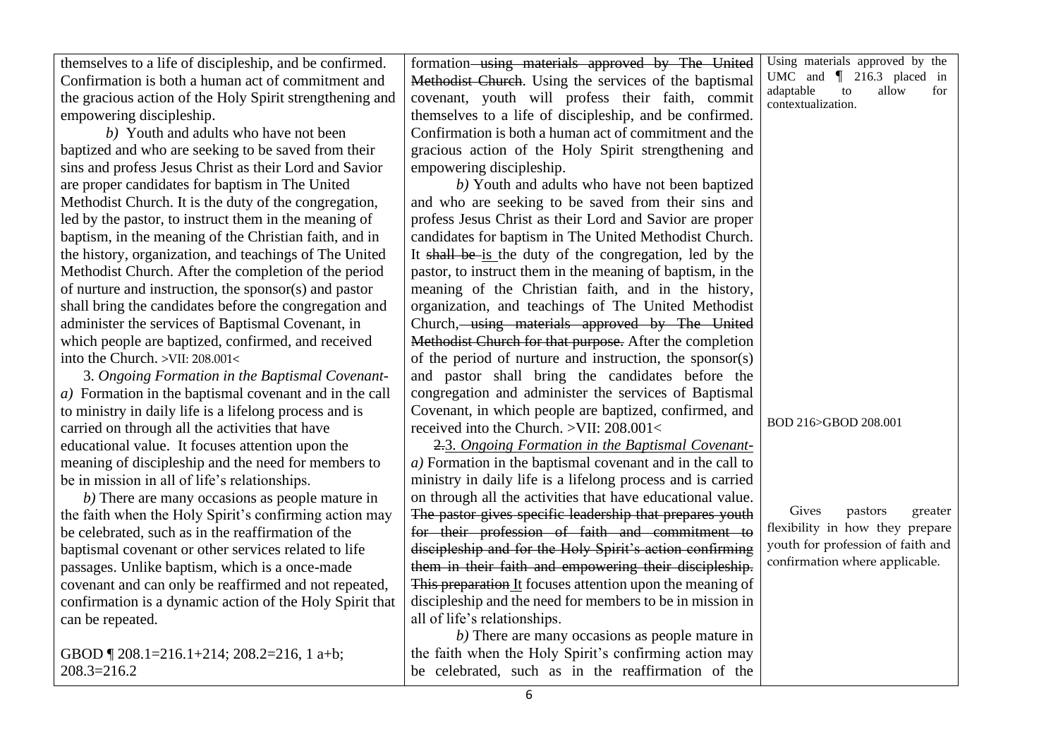| | | |
|---|---|---|
| themselves to a life of discipleship, and be confirmed. Confirmation is both a human act of commitment and the gracious action of the Holy Spirit strengthening and empowering discipleship.<br><br>*b)* Youth and adults who have not been baptized and who are seeking to be saved from their sins and profess Jesus Christ as their Lord and Savior are proper candidates for baptism in The United Methodist Church. It is the duty of the congregation, led by the pastor, to instruct them in the meaning of baptism, in the meaning of the Christian faith, and in the history, organization, and teachings of The United Methodist Church. After the completion of the period of nurture and instruction, the sponsor(s) and pastor shall bring the candidates before the congregation and administer the services of Baptismal Covenant, in which people are baptized, confirmed, and received into the Church. >VII: 208.001<<br><br>3. *Ongoing Formation in the Baptismal Covenant-* *a)* Formation in the baptismal covenant and in the call to ministry in daily life is a lifelong process and is carried on through all the activities that have educational value. It focuses attention upon the meaning of discipleship and the need for members to be in mission in all of life's relationships.<br><br>*b)* There are many occasions as people mature in the faith when the Holy Spirit's confirming action may be celebrated, such as in the reaffirmation of the baptismal covenant or other services related to life passages. Unlike baptism, which is a once-made covenant and can only be reaffirmed and not repeated, confirmation is a dynamic action of the Holy Spirit that can be repeated.<br><br>GBOD ¶ 208.1=216.1+214; 208.2=216, 1 a+b; 208.3=216.2 | formation ~~using materials approved by The United Methodist Church~~. Using the services of the baptismal covenant, youth will profess their faith, commit themselves to a life of discipleship, and be confirmed. Confirmation is both a human act of commitment and the gracious action of the Holy Spirit strengthening and empowering discipleship.<br><br>*b)* Youth and adults who have not been baptized and who are seeking to be saved from their sins and profess Jesus Christ as their Lord and Savior are proper candidates for baptism in The United Methodist Church. It ~~shall be~~ <u>is</u> the duty of the congregation, led by the pastor, to instruct them in the meaning of baptism, in the meaning of the Christian faith, and in the history, organization, and teachings of The United Methodist Church, ~~using materials approved by The United Methodist Church for that purpose.~~ After the completion of the period of nurture and instruction, the sponsor(s) and pastor shall bring the candidates before the congregation and administer the services of Baptismal Covenant, in which people are baptized, confirmed, and received into the Church. >VII: 208.001<<br><br>~~2.~~<u>3</u>. *Ongoing Formation in the Baptismal Covenant-* *a)* Formation in the baptismal covenant and in the call to ministry in daily life is a lifelong process and is carried on through all the activities that have educational value. ~~The pastor gives specific leadership that prepares youth for their profession of faith and commitment to discipleship and for the Holy Spirit's action confirming them in their faith and empowering their discipleship. This preparation~~ <u>It</u> focuses attention upon the meaning of discipleship and the need for members to be in mission in all of life's relationships.<br><br>*b)* There are many occasions as people mature in the faith when the Holy Spirit's confirming action may be celebrated, such as in the reaffirmation of the | Using materials approved by the UMC and ¶ 216.3 placed in adaptable to allow for contextualization.<br><br>BOD 216>GBOD 208.001<br><br>Gives pastors greater flexibility in how they prepare youth for profession of faith and confirmation where applicable. |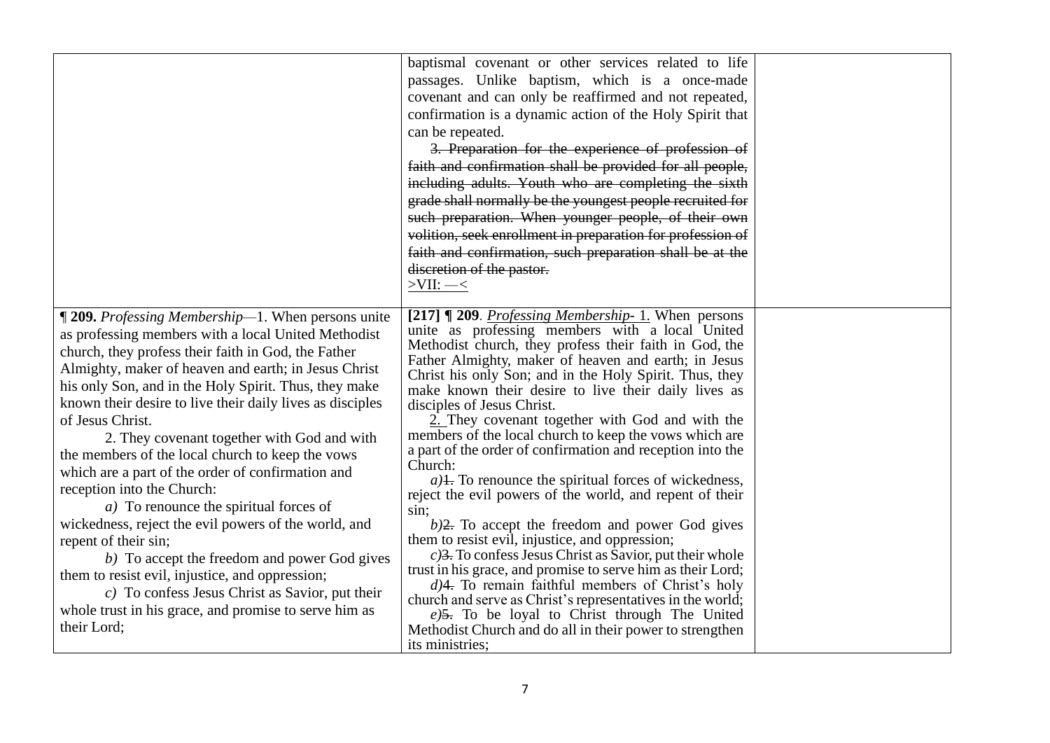| | | |
|---|---|---|
| | baptismal covenant or other services related to life passages. Unlike baptism, which is a once-made covenant and can only be reaffirmed and not repeated, confirmation is a dynamic action of the Holy Spirit that can be repeated.<br>~~3. Preparation for the experience of profession of faith and confirmation shall be provided for all people, including adults. Youth who are completing the sixth grade shall normally be the youngest people recruited for such preparation. When younger people, of their own volition, seek enrollment in preparation for profession of faith and confirmation, such preparation shall be at the discretion of the pastor.~~<br>>VII: —< | |
| **¶ 209.** *Professing Membership*—1. When persons unite as professing members with a local United Methodist church, they profess their faith in God, the Father Almighty, maker of heaven and earth; in Jesus Christ his only Son, and in the Holy Spirit. Thus, they make known their desire to live their daily lives as disciples of Jesus Christ.<br>2. They covenant together with God and with the members of the local church to keep the vows which are a part of the order of confirmation and reception into the Church:<br>*a)* To renounce the spiritual forces of wickedness, reject the evil powers of the world, and repent of their sin;<br>*b)* To accept the freedom and power God gives them to resist evil, injustice, and oppression;<br>*c)* To confess Jesus Christ as Savior, put their whole trust in his grace, and promise to serve him as their Lord; | **[217] ¶ 209**. *Professing Membership*- 1. When persons unite as professing members with a local United Methodist church, they profess their faith in God, the Father Almighty, maker of heaven and earth; in Jesus Christ his only Son; and in the Holy Spirit. Thus, they make known their desire to live their daily lives as disciples of Jesus Christ.<br>2. They covenant together with God and with the members of the local church to keep the vows which are a part of the order of confirmation and reception into the Church:<br>*a)*~~1.~~ To renounce the spiritual forces of wickedness, reject the evil powers of the world, and repent of their sin;<br>*b)*~~2.~~ To accept the freedom and power God gives them to resist evil, injustice, and oppression;<br>*c)*~~3.~~ To confess Jesus Christ as Savior, put their whole trust in his grace, and promise to serve him as their Lord;<br>*d)*~~4.~~ To remain faithful members of Christ's holy church and serve as Christ's representatives in the world;<br>*e)*~~5.~~ To be loyal to Christ through The United Methodist Church and do all in their power to strengthen its ministries; | |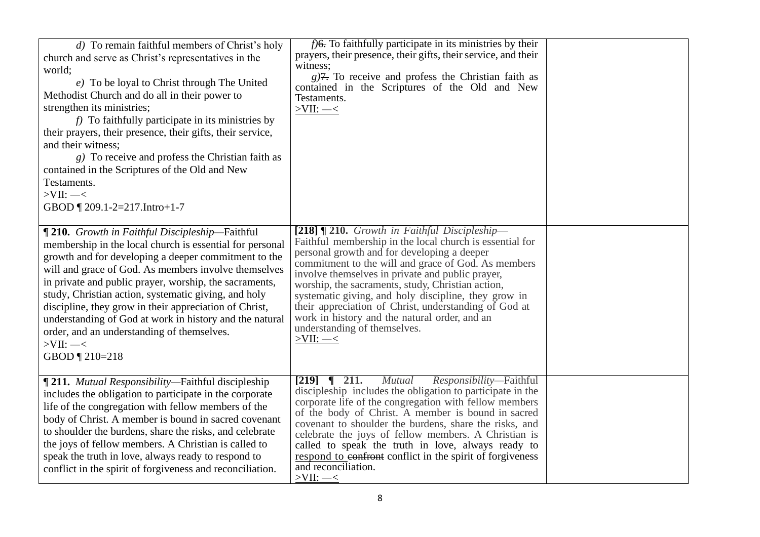| | | |
|---|---|---|
| *d)* To remain faithful members of Christ's holy church and serve as Christ's representatives in the world;<br>*e)* To be loyal to Christ through The United Methodist Church and do all in their power to strengthen its ministries;<br>*f)* To faithfully participate in its ministries by their prayers, their presence, their gifts, their service, and their witness;<br>*g)* To receive and profess the Christian faith as contained in the Scriptures of the Old and New Testaments.<br>>VII: —<<br>GBOD ¶ 209.1-2=217.Intro+1-7 | *f)*~~6.~~ To faithfully participate in its ministries by their prayers, their presence, their gifts, their service, and their witness;<br>*g)*~~7.~~ To receive and profess the Christian faith as contained in the Scriptures of the Old and New Testaments.<br>>VII: —< | |
| **¶ 210.** *Growth in Faithful Discipleship*—Faithful membership in the local church is essential for personal growth and for developing a deeper commitment to the will and grace of God. As members involve themselves in private and public prayer, worship, the sacraments, study, Christian action, systematic giving, and holy discipline, they grow in their appreciation of Christ, understanding of God at work in history and the natural order, and an understanding of themselves.<br>>VII: —<<br>GBOD ¶ 210=218 | **[218] ¶ 210.** *Growth in Faithful Discipleship*—Faithful membership in the local church is essential for personal growth and for developing a deeper commitment to the will and grace of God. As members involve themselves in private and public prayer, worship, the sacraments, study, Christian action, systematic giving, and holy discipline, they grow in their appreciation of Christ, understanding of God at work in history and the natural order, and an understanding of themselves.<br>>VII: —< | |
| **¶ 211.** *Mutual Responsibility*—Faithful discipleship includes the obligation to participate in the corporate life of the congregation with fellow members of the body of Christ. A member is bound in sacred covenant to shoulder the burdens, share the risks, and celebrate the joys of fellow members. A Christian is called to speak the truth in love, always ready to respond to conflict in the spirit of forgiveness and reconciliation. | **[219] ¶ 211.** *Mutual Responsibility*—Faithful discipleship includes the obligation to participate in the corporate life of the congregation with fellow members of the body of Christ. A member is bound in sacred covenant to shoulder the burdens, share the risks, and celebrate the joys of fellow members. A Christian is called to speak the truth in love, always ready to respond to ~~confront~~ conflict in the spirit of forgiveness and reconciliation.<br>>VII: —< | |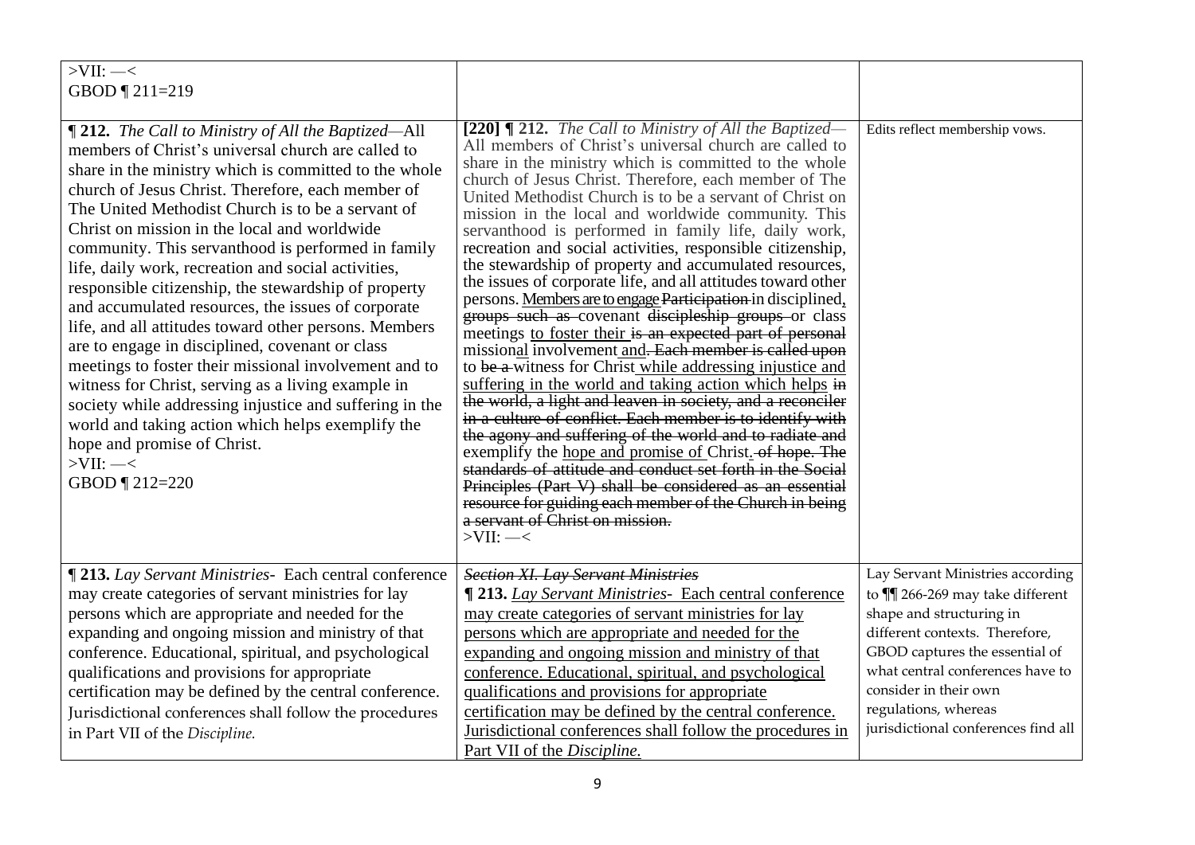| | | |
|---|---|---|
| >VII: —< <br>GBOD ¶ 211=219 | | |
| **¶ 212.** *The Call to Ministry of All the Baptized*—All members of Christ's universal church are called to share in the ministry which is committed to the whole church of Jesus Christ. Therefore, each member of The United Methodist Church is to be a servant of Christ on mission in the local and worldwide community. This servanthood is performed in family life, daily work, recreation and social activities, responsible citizenship, the stewardship of property and accumulated resources, the issues of corporate life, and all attitudes toward other persons. Members are to engage in disciplined, covenant or class meetings to foster their missional involvement and to witness for Christ, serving as a living example in society while addressing injustice and suffering in the world and taking action which helps exemplify the hope and promise of Christ.<br>>VII: —<<br>GBOD ¶ 212=220 | **[220] ¶ 212.** *The Call to Ministry of All the Baptized*—All members of Christ's universal church are called to share in the ministry which is committed to the whole church of Jesus Christ. Therefore, each member of The United Methodist Church is to be a servant of Christ on mission in the local and worldwide community. This servanthood is performed in family life, daily work, recreation and social activities, responsible citizenship, the stewardship of property and accumulated resources, the issues of corporate life, and all attitudes toward other persons. <u>Members are to engage</u> ~~Participation~~ in disciplined<u>,</u> ~~groups such as~~ covenant ~~discipleship groups~~ or class meetings <u>to foster their</u> ~~is an expected part of personal~~ missiona<u>l</u> involvement<u> and</u>~~. Each member is called upon~~ to ~~be a~~ witness for Christ<u> while addressing injustice and suffering in the world and taking action which helps</u> ~~in the world, a light and leaven in society, and a reconciler in a culture of conflict. Each member is to identify with the agony and suffering of the world and to radiate and~~ exemplify the <u>hope and promise of</u> Christ<u>.</u>~~of hope. The standards of attitude and conduct set forth in the Social Principles (Part V) shall be considered as an essential resource for guiding each member of the Church in being a servant of Christ on mission.~~<br>>VII: —< | Edits reflect membership vows. |
| **¶ 213.** *Lay Servant Ministries*- Each central conference may create categories of servant ministries for lay persons which are appropriate and needed for the expanding and ongoing mission and ministry of that conference. Educational, spiritual, and psychological qualifications and provisions for appropriate certification may be defined by the central conference. Jurisdictional conferences shall follow the procedures in Part VII of the *Discipline.* | ~~*Section XI. Lay Servant Ministries*~~<br><u>**¶ 213.** *Lay Servant Ministries*- Each central conference may create categories of servant ministries for lay persons which are appropriate and needed for the expanding and ongoing mission and ministry of that conference. Educational, spiritual, and psychological qualifications and provisions for appropriate certification may be defined by the central conference. Jurisdictional conferences shall follow the procedures in Part VII of the *Discipline.*</u> | Lay Servant Ministries according to ¶¶ 266-269 may take different shape and structuring in different contexts. Therefore, GBOD captures the essential of what central conferences have to consider in their own regulations, whereas jurisdictional conferences find all |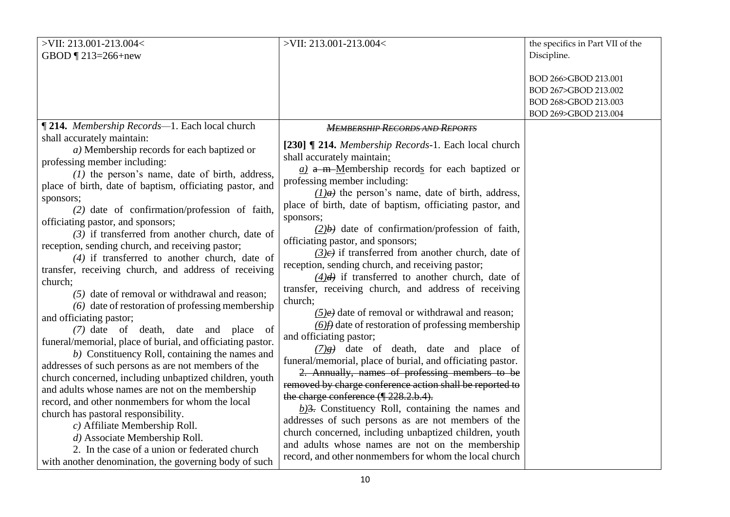| | | |
|---|---|---|
| >VII: 213.001-213.004<<br>GBOD ¶ 213=266+new | >VII: 213.001-213.004< | the specifics in Part VII of the Discipline.<br><br>BOD 266>GBOD 213.001<br>BOD 267>GBOD 213.002<br>BOD 268>GBOD 213.003<br>BOD 269>GBOD 213.004 |
| **¶ 214.** *Membership Records*—1. Each local church shall accurately maintain:<br>*a)* Membership records for each baptized or professing member including:<br>*(1)* the person's name, date of birth, address, place of birth, date of baptism, officiating pastor, and sponsors;<br>*(2)* date of confirmation/profession of faith, officiating pastor, and sponsors;<br>*(3)* if transferred from another church, date of reception, sending church, and receiving pastor;<br>*(4)* if transferred to another church, date of transfer, receiving church, and address of receiving church;<br>*(5)* date of removal or withdrawal and reason;<br>*(6)* date of restoration of professing membership and officiating pastor;<br>*(7)* date of death, date and place of funeral/memorial, place of burial, and officiating pastor.<br>*b)* Constituency Roll, containing the names and addresses of such persons as are not members of the church concerned, including unbaptized children, youth and adults whose names are not on the membership record, and other nonmembers for whom the local church has pastoral responsibility.<br>*c)* Affiliate Membership Roll.<br>*d)* Associate Membership Roll.<br>2. In the case of a union or federated church with another denomination, the governing body of such | ~~*MEMBERSHIP RECORDS AND REPORTS*~~<br><br>**[230] ¶ 214.** *Membership Records*-1. Each local church shall accurately maintain:<br>*a)* ~~a m~~ Membership records for each baptized or professing member including:<br>*(1)*~~*a)*~~ the person's name, date of birth, address, place of birth, date of baptism, officiating pastor, and sponsors;<br>*(2)*~~*b)*~~ date of confirmation/profession of faith, officiating pastor, and sponsors;<br>*(3)*~~*c)*~~ if transferred from another church, date of reception, sending church, and receiving pastor;<br>*(4)*~~*d)*~~ if transferred to another church, date of transfer, receiving church, and address of receiving church;<br>*(5)*~~*e)*~~ date of removal or withdrawal and reason;<br>*(6)*~~*f)*~~ date of restoration of professing membership and officiating pastor;<br>*(7)*~~*g)*~~ date of death, date and place of funeral/memorial, place of burial, and officiating pastor.<br>~~2. Annually, names of professing members to be removed by charge conference action shall be reported to the charge conference (¶ 228.2.b.4).~~<br>*b)*~~3.~~ Constituency Roll, containing the names and addresses of such persons as are not members of the church concerned, including unbaptized children, youth and adults whose names are not on the membership record, and other nonmembers for whom the local church | |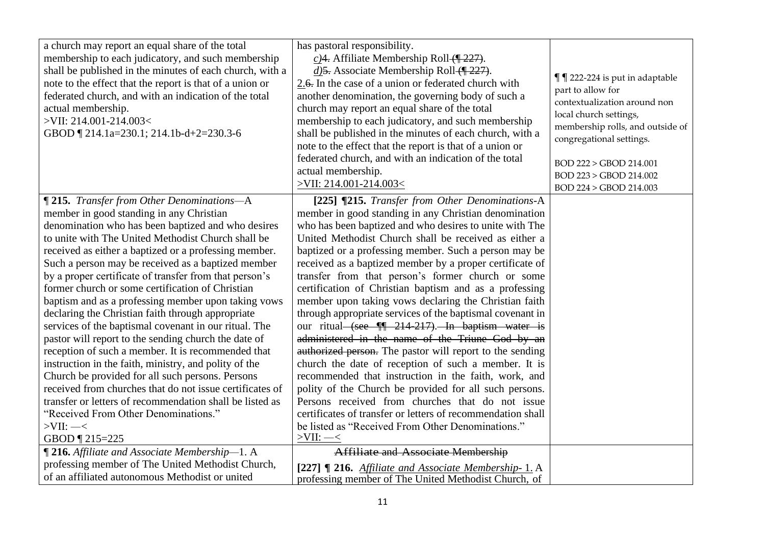| | | |
|---|---|---|
| a church may report an equal share of the total membership to each judicatory, and such membership shall be published in the minutes of each church, with a note to the effect that the report is that of a union or federated church, and with an indication of the total actual membership.<br>>VII: 214.001-214.003<<br>GBOD ¶ 214.1a=230.1; 214.1b-d+2=230.3-6 | has pastoral responsibility.<br>*c)*4. Affiliate Membership Roll ~~(¶ 227)~~.<br>*d)*5. Associate Membership Roll ~~(¶ 227)~~.<br>2.~~6.~~ In the case of a union or federated church with another denomination, the governing body of such a church may report an equal share of the total membership to each judicatory, and such membership shall be published in the minutes of each church, with a note to the effect that the report is that of a union or federated church, and with an indication of the total actual membership.<br>>VII: 214.001-214.003< | ¶ ¶ 222-224 is put in adaptable part to allow for contextualization around non local church settings, membership rolls, and outside of congregational settings.<br><br>BOD 222 > GBOD 214.001<br>BOD 223 > GBOD 214.002<br>BOD 224 > GBOD 214.003 |
| **¶ 215.** *Transfer from Other Denominations*—A member in good standing in any Christian denomination who has been baptized and who desires to unite with The United Methodist Church shall be received as either a baptized or a professing member. Such a person may be received as a baptized member by a proper certificate of transfer from that person's former church or some certification of Christian baptism and as a professing member upon taking vows declaring the Christian faith through appropriate services of the baptismal covenant in our ritual. The pastor will report to the sending church the date of reception of such a member. It is recommended that instruction in the faith, ministry, and polity of the Church be provided for all such persons. Persons received from churches that do not issue certificates of transfer or letters of recommendation shall be listed as "Received From Other Denominations."<br>>VII: —<<br>GBOD ¶ 215=225 | **[225] ¶215.** *Transfer from Other Denominations*-A member in good standing in any Christian denomination who has been baptized and who desires to unite with The United Methodist Church shall be received as either a baptized or a professing member. Such a person may be received as a baptized member by a proper certificate of transfer from that person's former church or some certification of Christian baptism and as a professing member upon taking vows declaring the Christian faith through appropriate services of the baptismal covenant in our ritual ~~(see ¶¶ 214-217). In baptism water is administered in the name of the Triune God by an authorized person.~~ The pastor will report to the sending church the date of reception of such a member. It is recommended that instruction in the faith, work, and polity of the Church be provided for all such persons. Persons received from churches that do not issue certificates of transfer or letters of recommendation shall be listed as "Received From Other Denominations."<br>>VII: —< | |
| **¶ 216.** *Affiliate and Associate Membership*—1. A professing member of The United Methodist Church, of an affiliated autonomous Methodist or united | ~~Affiliate and Associate Membership~~<br>**[227] ¶ 216.** *Affiliate and Associate Membership*- 1. A professing member of The United Methodist Church, of | |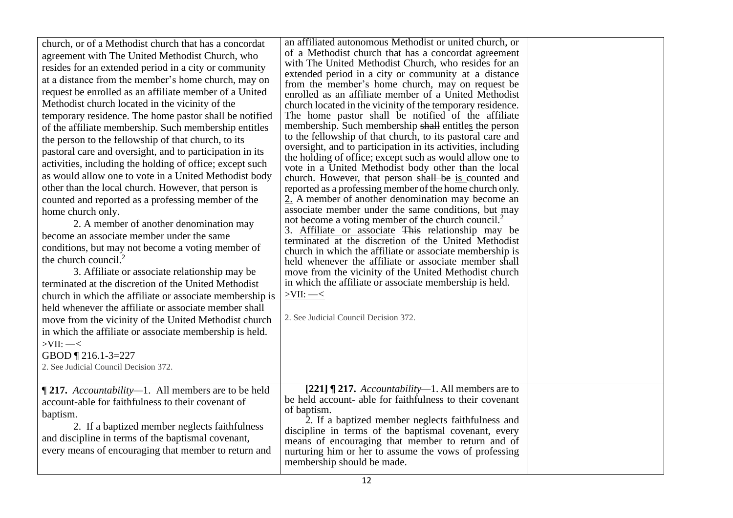| | | |
|---|---|---|
| church, or of a Methodist church that has a concordat agreement with The United Methodist Church, who resides for an extended period in a city or community at a distance from the member's home church, may on request be enrolled as an affiliate member of a United Methodist church located in the vicinity of the temporary residence. The home pastor shall be notified of the affiliate membership. Such membership entitles the person to the fellowship of that church, to its pastoral care and oversight, and to participation in its activities, including the holding of office; except such as would allow one to vote in a United Methodist body other than the local church. However, that person is counted and reported as a professing member of the home church only.<br><br>2. A member of another denomination may become an associate member under the same conditions, but may not become a voting member of the church council.[2]<br><br>3. Affiliate or associate relationship may be terminated at the discretion of the United Methodist church in which the affiliate or associate membership is held whenever the affiliate or associate member shall move from the vicinity of the United Methodist church in which the affiliate or associate membership is held.<br>>VII: —<<br>GBOD ¶ 216.1-3=227<br>2. See Judicial Council Decision 372. | an affiliated autonomous Methodist or united church, or of a Methodist church that has a concordat agreement with The United Methodist Church, who resides for an extended period in a city or community at a distance from the member's home church, may on request be enrolled as an affiliate member of a United Methodist church located in the vicinity of the temporary residence. The home pastor shall be notified of the affiliate membership. Such membership ~~shall~~ entitle<u>s</u> the person to the fellowship of that church, to its pastoral care and oversight, and to participation in its activities, including the holding of office; except such as would allow one to vote in a United Methodist body other than the local church. However, that person ~~shall be~~ <u>is</u> counted and reported as a professing member of the home church only. <u>2.</u> A member of another denomination may become an associate member under the same conditions, but may not become a voting member of the church council.[2]<br>3. <u>Affiliate or associate</u> ~~This~~ relationship may be terminated at the discretion of the United Methodist church in which the affiliate or associate membership is held whenever the affiliate or associate member shall move from the vicinity of the United Methodist church in which the affiliate or associate membership is held.<br><u>>VII: —<</u><br><br>2. See Judicial Council Decision 372. | |
| **¶ 217.** *Accountability*—1. All members are to be held account-able for faithfulness to their covenant of baptism.<br><br>2. If a baptized member neglects faithfulness and discipline in terms of the baptismal covenant, every means of encouraging that member to return and | **[221] ¶ 217.** *Accountability*—1. All members are to be held account- able for faithfulness to their covenant of baptism.<br>2. If a baptized member neglects faithfulness and discipline in terms of the baptismal covenant, every means of encouraging that member to return and of nurturing him or her to assume the vows of professing membership should be made. | |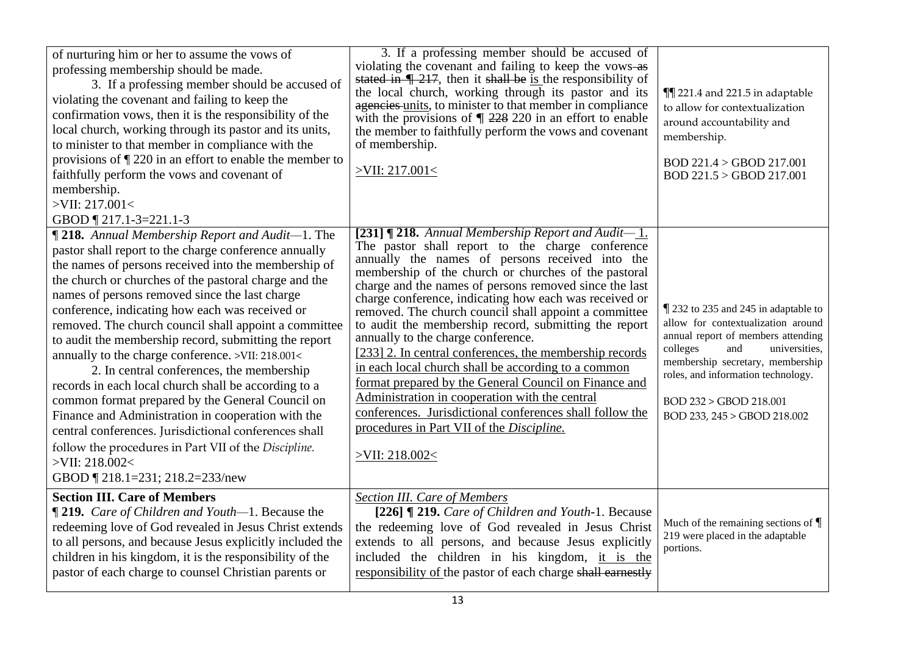| | | |
|---|---|---|
| of nurturing him or her to assume the vows of professing membership should be made.<br>3. If a professing member should be accused of violating the covenant and failing to keep the confirmation vows, then it is the responsibility of the local church, working through its pastor and its units, to minister to that member in compliance with the provisions of ¶ 220 in an effort to enable the member to faithfully perform the vows and covenant of membership.<br>>VII: 217.001<<br>GBOD ¶ 217.1-3=221.1-3 | 3. If a professing member should be accused of violating the covenant and failing to keep the vows ~~as stated in ¶ 217~~, then it ~~shall be~~ is the responsibility of the local church, working through its pastor and its ~~agencies~~ units, to minister to that member in compliance with the provisions of ¶ ~~228~~ 220 in an effort to enable the member to faithfully perform the vows and covenant of membership.<br><br>>VII: 217.001< | ¶¶ 221.4 and 221.5 in adaptable to allow for contextualization around accountability and membership.<br><br>BOD 221.4 > GBOD 217.001<br>BOD 221.5 > GBOD 217.001 |
| **¶ 218.** *Annual Membership Report and Audit*—1. The pastor shall report to the charge conference annually the names of persons received into the membership of the church or churches of the pastoral charge and the names of persons removed since the last charge conference, indicating how each was received or removed. The church council shall appoint a committee to audit the membership record, submitting the report annually to the charge conference. >VII: 218.001<<br>2. In central conferences, the membership records in each local church shall be according to a common format prepared by the General Council on Finance and Administration in cooperation with the central conferences. Jurisdictional conferences shall follow the procedures in Part VII of the *Discipline.*<br>>VII: 218.002<<br>GBOD ¶ 218.1=231; 218.2=233/new | **[231] ¶ 218.** *Annual Membership Report and Audit*— 1. The pastor shall report to the charge conference annually the names of persons received into the membership of the church or churches of the pastoral charge and the names of persons removed since the last charge conference, indicating how each was received or removed. The church council shall appoint a committee to audit the membership record, submitting the report annually to the charge conference.<br>[233] 2. In central conferences, the membership records in each local church shall be according to a common format prepared by the General Council on Finance and Administration in cooperation with the central conferences. Jurisdictional conferences shall follow the procedures in Part VII of the *Discipline.*<br><br>>VII: 218.002< | ¶ 232 to 235 and 245 in adaptable to allow for contextualization around annual report of members attending colleges and universities, membership secretary, membership roles, and information technology.<br><br>BOD 232 > GBOD 218.001<br>BOD 233, 245 > GBOD 218.002 |
| **Section III. Care of Members**<br>**¶ 219.** *Care of Children and Youth*—1. Because the redeeming love of God revealed in Jesus Christ extends to all persons, and because Jesus explicitly included the children in his kingdom, it is the responsibility of the pastor of each charge to counsel Christian parents or | *Section III. Care of Members*<br>**[226] ¶ 219.** *Care of Children and Youth*-1. Because the redeeming love of God revealed in Jesus Christ extends to all persons, and because Jesus explicitly included the children in his kingdom, it is the responsibility of the pastor of each charge ~~shall earnestly~~ | Much of the remaining sections of ¶ 219 were placed in the adaptable portions. |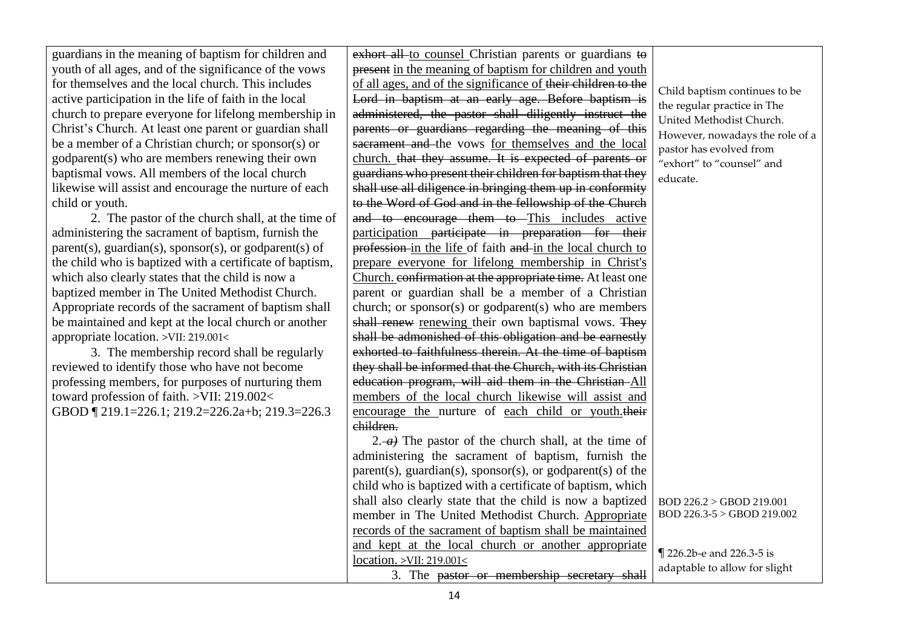| | | |
|---|---|---|
| guardians in the meaning of baptism for children and youth of all ages, and of the significance of the vows for themselves and the local church. This includes active participation in the life of faith in the local church to prepare everyone for lifelong membership in Christ's Church. At least one parent or guardian shall be a member of a Christian church; or sponsor(s) or godparent(s) who are members renewing their own baptismal vows. All members of the local church likewise will assist and encourage the nurture of each child or youth.<br><br>2. The pastor of the church shall, at the time of administering the sacrament of baptism, furnish the parent(s), guardian(s), sponsor(s), or godparent(s) of the child who is baptized with a certificate of baptism, which also clearly states that the child is now a baptized member in The United Methodist Church. Appropriate records of the sacrament of baptism shall be maintained and kept at the local church or another appropriate location. >VII: 219.001<<br><br>3. The membership record shall be regularly reviewed to identify those who have not become professing members, for purposes of nurturing them toward profession of faith. >VII: 219.002<<br>GBOD ¶ 219.1=226.1; 219.2=226.2a+b; 219.3=226.3 | ~~exhort all~~ <u>to counsel</u> Christian parents or guardians ~~to present~~ <u>in the meaning of baptism for children and youth of all ages, and of the significance of</u> ~~their children to the Lord in baptism at an early age. Before baptism is administered, the pastor shall diligently instruct the parents or guardians regarding the meaning of this sacrament and~~ the vows <u>for themselves and the local church.</u> ~~that they assume. It is expected of parents or guardians who present their children for baptism that they shall use all diligence in bringing them up in conformity to the Word of God and in the fellowship of the Church and to encourage them to~~ <u>This includes active participation</u> ~~participate in preparation for their profession~~ <u>in the life</u> of faith ~~and~~ <u>in the local church to prepare everyone for lifelong membership in Christ's Church.</u> ~~confirmation at the appropriate time.~~ At least one parent or guardian shall be a member of a Christian church; or sponsor(s) or godparent(s) who are members ~~shall renew~~ <u>renewing</u> their own baptismal vows. ~~They shall be admonished of this obligation and be earnestly exhorted to faithfulness therein. At the time of baptism they shall be informed that the Church, with its Christian education program, will aid them in the Christian~~ <u>All members of the local church likewise will assist and encourage the</u> nurture of <u>each child or youth.</u>~~their children.~~<br><br>2. ~~*a)*~~ The pastor of the church shall, at the time of administering the sacrament of baptism, furnish the parent(s), guardian(s), sponsor(s), or godparent(s) of the child who is baptized with a certificate of baptism, which shall also clearly state that the child is now a baptized member in The United Methodist Church. <u>Appropriate records of the sacrament of baptism shall be maintained and kept at the local church or another appropriate location. >VII: 219.001<</u><br><br>3. The ~~pastor or membership secretary shall~~ | Child baptism continues to be the regular practice in The United Methodist Church. However, nowadays the role of a pastor has evolved from "exhort" to "counsel" and educate.<br><br>BOD 226.2 > GBOD 219.001<br>BOD 226.3-5 > GBOD 219.002<br><br>¶ 226.2b-e and 226.3-5 is adaptable to allow for slight |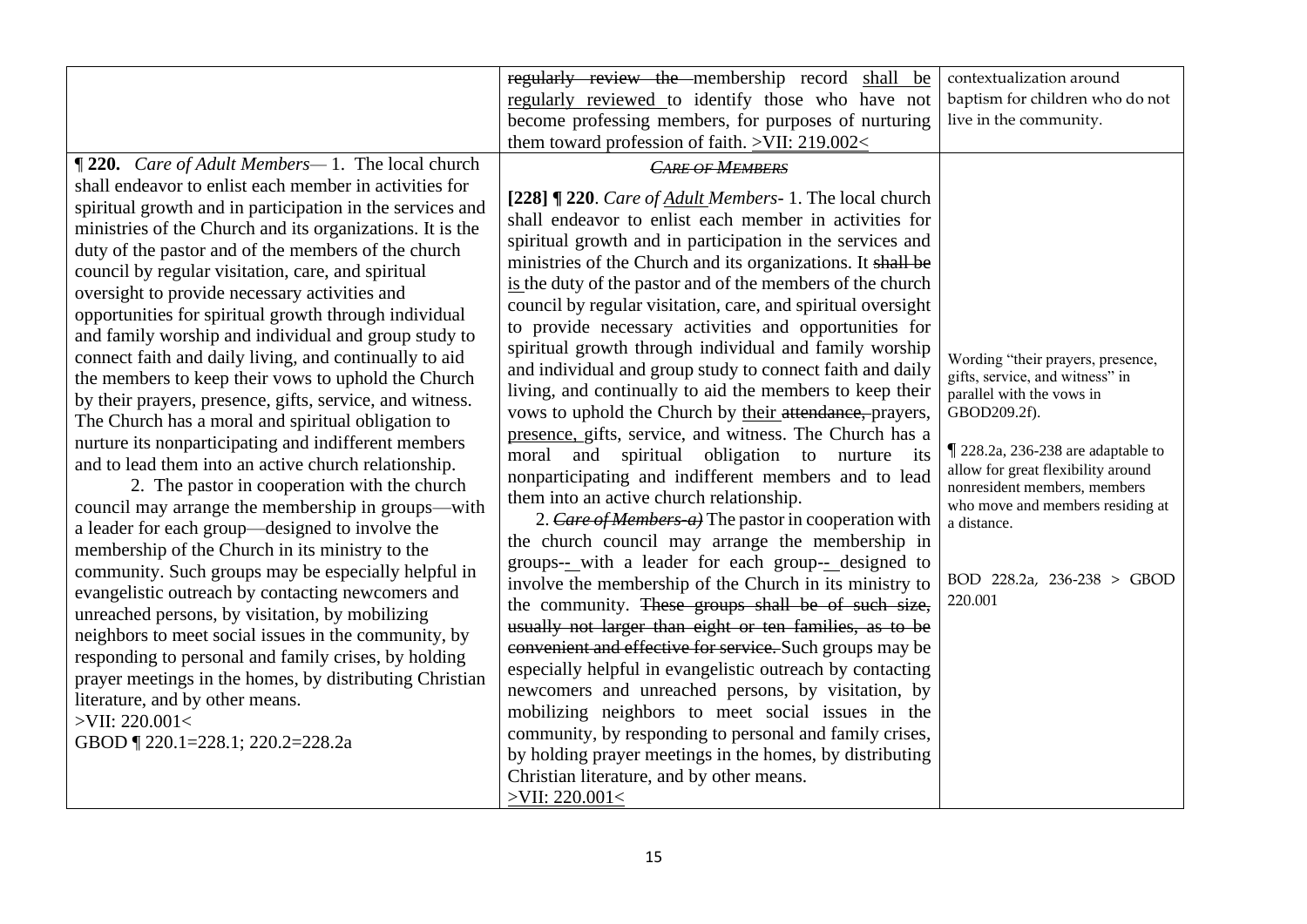| | | |
|---|---|---|
| | ~~regularly review the~~ membership record <u>shall be regularly reviewed</u> to identify those who have not become professing members, for purposes of nurturing them toward profession of faith. <u>>VII: 219.002<</u> | contextualization around baptism for children who do not live in the community. |
| **¶ 220.** *Care of Adult Members*— 1. The local church shall endeavor to enlist each member in activities for spiritual growth and in participation in the services and ministries of the Church and its organizations. It is the duty of the pastor and of the members of the church council by regular visitation, care, and spiritual oversight to provide necessary activities and opportunities for spiritual growth through individual and family worship and individual and group study to connect faith and daily living, and continually to aid the members to keep their vows to uphold the Church by their prayers, presence, gifts, service, and witness. The Church has a moral and spiritual obligation to nurture its nonparticipating and indifferent members and to lead them into an active church relationship.<br>2. The pastor in cooperation with the church council may arrange the membership in groups—with a leader for each group—designed to involve the membership of the Church in its ministry to the community. Such groups may be especially helpful in evangelistic outreach by contacting newcomers and unreached persons, by visitation, by mobilizing neighbors to meet social issues in the community, by responding to personal and family crises, by holding prayer meetings in the homes, by distributing Christian literature, and by other means.<br>>VII: 220.001<<br>GBOD ¶ 220.1=228.1; 220.2=228.2a | ~~*CARE OF MEMBERS*~~<br>**[228] ¶ 220**. *Care of <u>Adult</u> Members*- 1. The local church shall endeavor to enlist each member in activities for spiritual growth and in participation in the services and ministries of the Church and its organizations. It ~~shall be~~ <u>is</u> the duty of the pastor and of the members of the church council by regular visitation, care, and spiritual oversight to provide necessary activities and opportunities for spiritual growth through individual and family worship and individual and group study to connect faith and daily living, and continually to aid the members to keep their vows to uphold the Church by <u>their</u> ~~attendance,~~ prayers, <u>presence,</u> gifts, service, and witness. The Church has a moral and spiritual obligation to nurture its nonparticipating and indifferent members and to lead them into an active church relationship.<br>2. ~~*Care of Members-a)*~~ The pastor in cooperation with the church council may arrange the membership in groups-<u>-</u> with a leader for each group-<u>-</u> designed to involve the membership of the Church in its ministry to the community. ~~These groups shall be of such size, usually not larger than eight or ten families, as to be convenient and effective for service.~~ Such groups may be especially helpful in evangelistic outreach by contacting newcomers and unreached persons, by visitation, by mobilizing neighbors to meet social issues in the community, by responding to personal and family crises, by holding prayer meetings in the homes, by distributing Christian literature, and by other means.<br><u>>VII: 220.001<</u> | Wording "their prayers, presence, gifts, service, and witness" in parallel with the vows in GBOD209.2f).<br><br>¶ 228.2a, 236-238 are adaptable to allow for great flexibility around nonresident members, members who move and members residing at a distance.<br><br>BOD 228.2a, 236-238 > GBOD 220.001 |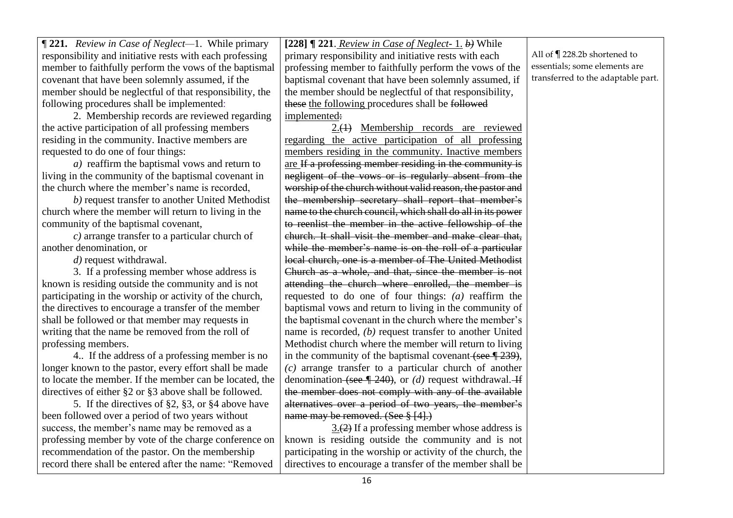| | | |
|---|---|---|
| **¶ 221.** *Review in Case of Neglect*—1. While primary responsibility and initiative rests with each professing member to faithfully perform the vows of the baptismal covenant that have been solemnly assumed, if the member should be neglectful of that responsibility, the following procedures shall be implemented:<br><br>2. Membership records are reviewed regarding the active participation of all professing members residing in the community. Inactive members are requested to do one of four things:<br><br>*a)* reaffirm the baptismal vows and return to living in the community of the baptismal covenant in the church where the member's name is recorded,<br><br>*b)* request transfer to another United Methodist church where the member will return to living in the community of the baptismal covenant,<br><br>*c)* arrange transfer to a particular church of another denomination, or<br><br>*d)* request withdrawal.<br><br>3. If a professing member whose address is known is residing outside the community and is not participating in the worship or activity of the church, the directives to encourage a transfer of the member shall be followed or that member may requests in writing that the name be removed from the roll of professing members.<br><br>4.. If the address of a professing member is no longer known to the pastor, every effort shall be made to locate the member. If the member can be located, the directives of either §2 or §3 above shall be followed.<br><br>5. If the directives of §2, §3, or §4 above have been followed over a period of two years without success, the member's name may be removed as a professing member by vote of the charge conference on recommendation of the pastor. On the membership record there shall be entered after the name: "Removed | **[228] ¶ 221**. *Review in Case of Neglect*- 1. ~~*b)*~~ While primary responsibility and initiative rests with each professing member to faithfully perform the vows of the baptismal covenant that have been solemnly assumed, if the member should be neglectful of that responsibility, ~~these~~ the following procedures shall be ~~followed~~ implemented~~:~~<br><br>2.~~(1)~~ Membership records are reviewed regarding the active participation of all professing members residing in the community. Inactive members are ~~If a professing member residing in the community is negligent of the vows or is regularly absent from the worship of the church without valid reason, the pastor and the membership secretary shall report that member's name to the church council, which shall do all in its power to reenlist the member in the active fellowship of the church. It shall visit the member and make clear that, while the member's name is on the roll of a particular local church, one is a member of The United Methodist Church as a whole, and that, since the member is not attending the church where enrolled, the member is~~ requested to do one of four things: *(a)* reaffirm the baptismal vows and return to living in the community of the baptismal covenant in the church where the member's name is recorded, *(b)* request transfer to another United Methodist church where the member will return to living in the community of the baptismal covenant ~~(see ¶ 239)~~, *(c)* arrange transfer to a particular church of another denomination ~~(see ¶ 240)~~, or *(d)* request withdrawal. ~~If the member does not comply with any of the available alternatives over a period of two years, the member's name may be removed. (See § [4].)~~<br><br>3.~~(2)~~ If a professing member whose address is known is residing outside the community and is not participating in the worship or activity of the church, the directives to encourage a transfer of the member shall be | All of ¶ 228.2b shortened to essentials; some elements are transferred to the adaptable part. |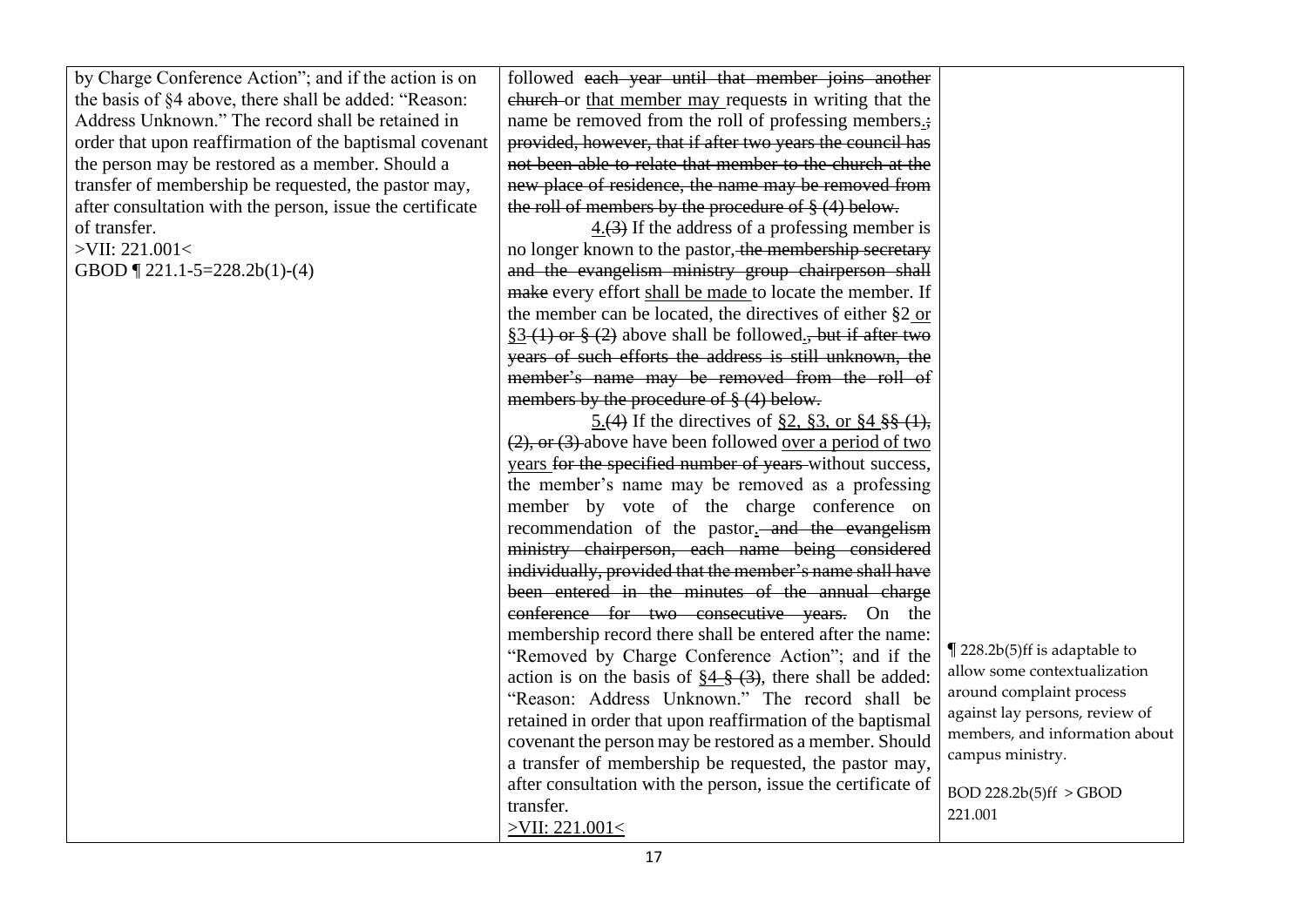| | | |
|---|---|---|
| by Charge Conference Action"; and if the action is on the basis of §4 above, there shall be added: "Reason: Address Unknown." The record shall be retained in order that upon reaffirmation of the baptismal covenant the person may be restored as a member. Should a transfer of membership be requested, the pastor may, after consultation with the person, issue the certificate of transfer.<br>>VII: 221.001<<br>GBOD ¶ 221.1-5=228.2b(1)-(4) | followed ~~each year until that member joins another church~~ or <u>that member may</u> requests in writing that the name be removed from the roll of professing members<u>.</u>~~; provided, however, that if after two years the council has not been able to relate that member to the church at the new place of residence, the name may be removed from the roll of members by the procedure of § (4) below.~~<br><br><u>4.</u>~~(3)~~ If the address of a professing member is no longer known to the pastor~~, the membership secretary and the evangelism ministry group chairperson shall make~~ every effort <u>shall be made</u> to locate the member. If the member can be located, the directives of either §2 <u>or §3</u> ~~(1) or § (2)~~ above shall be followed<u>.</u>~~, but if after two years of such efforts the address is still unknown, the member's name may be removed from the roll of members by the procedure of § (4) below.~~<br><br><u>5.</u>~~(4)~~ If the directives of <u>§2, §3, or §4</u> ~~§§ (1), (2), or (3)~~ above have been followed <u>over a period of two years</u> ~~for the specified number of years~~ without success, the member's name may be removed as a professing member by vote of the charge conference on recommendation of the pastor<u>.</u> ~~and the evangelism ministry chairperson, each name being considered individually, provided that the member's name shall have been entered in the minutes of the annual charge conference for two consecutive years.~~ On the membership record there shall be entered after the name: "Removed by Charge Conference Action"; and if the action is on the basis of <u>§4</u> ~~§ (3)~~, there shall be added: "Reason: Address Unknown." The record shall be retained in order that upon reaffirmation of the baptismal covenant the person may be restored as a member. Should a transfer of membership be requested, the pastor may, after consultation with the person, issue the certificate of transfer.<br><u>>VII: 221.001<</u> | ¶ 228.2b(5)ff is adaptable to allow some contextualization around complaint process against lay persons, review of members, and information about campus ministry.<br><br>BOD 228.2b(5)ff > GBOD 221.001 |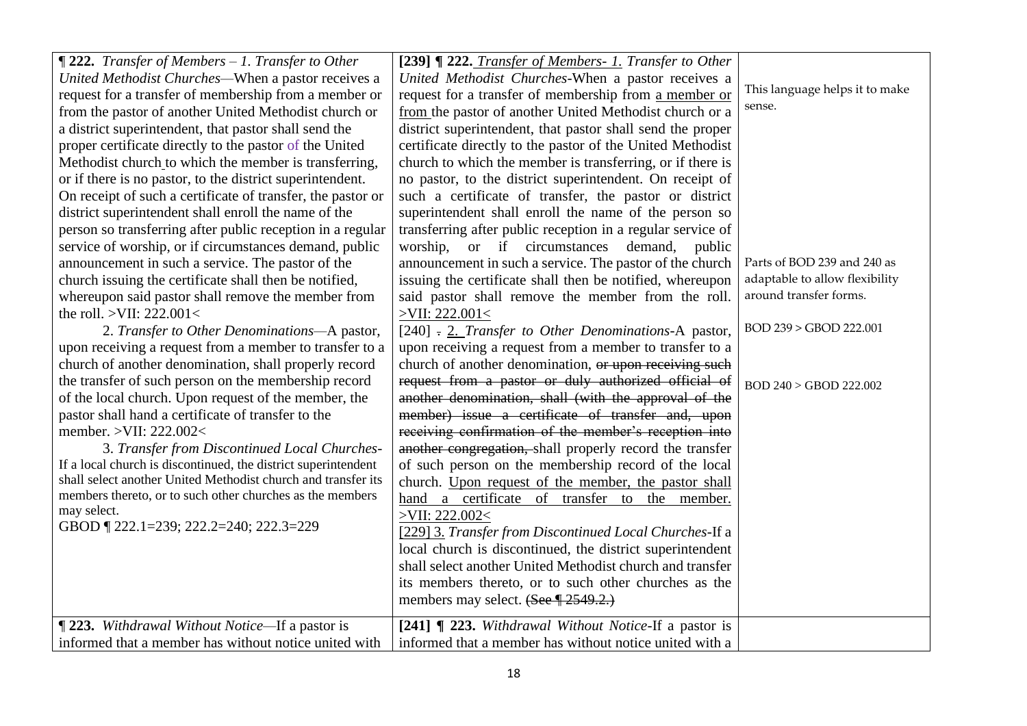| | | |
|---|---|---|
| **¶ 222.** *Transfer of Members – 1. Transfer to Other United Methodist Churches*—When a pastor receives a request for a transfer of membership from a member or from the pastor of another United Methodist church or a district superintendent, that pastor shall send the proper certificate directly to the pastor of the United Methodist church to which the member is transferring, or if there is no pastor, to the district superintendent. On receipt of such a certificate of transfer, the pastor or district superintendent shall enroll the name of the person so transferring after public reception in a regular service of worship, or if circumstances demand, public announcement in such a service. The pastor of the church issuing the certificate shall then be notified, whereupon said pastor shall remove the member from the roll. >VII: 222.001<<br><br>2. *Transfer to Other Denominations*—A pastor, upon receiving a request from a member to transfer to a church of another denomination, shall properly record the transfer of such person on the membership record of the local church. Upon request of the member, the pastor shall hand a certificate of transfer to the member. >VII: 222.002<<br><br>3. *Transfer from Discontinued Local Churches*- If a local church is discontinued, the district superintendent shall select another United Methodist church and transfer its members thereto, or to such other churches as the members may select.<br>GBOD ¶ 222.1=239; 222.2=240; 222.3=229 | **[239] ¶ 222.** *Transfer of Members- 1. Transfer to Other United Methodist Churches*-When a pastor receives a request for a transfer of membership from a member or from the pastor of another United Methodist church or a district superintendent, that pastor shall send the proper certificate directly to the pastor of the United Methodist church to which the member is transferring, or if there is no pastor, to the district superintendent. On receipt of such a certificate of transfer, the pastor or district superintendent shall enroll the name of the person so transferring after public reception in a regular service of worship, or if circumstances demand, public announcement in such a service. The pastor of the church issuing the certificate shall then be notified, whereupon said pastor shall remove the member from the roll. >VII: 222.001<<br><br>[240] ~~.~~ 2. *Transfer to Other Denominations*-A pastor, upon receiving a request from a member to transfer to a church of another denomination, ~~or upon receiving such request from a pastor or duly authorized official of another denomination, shall (with the approval of the member) issue a certificate of transfer and, upon receiving confirmation of the member's reception into another congregation,~~ shall properly record the transfer of such person on the membership record of the local church. Upon request of the member, the pastor shall hand a certificate of transfer to the member. >VII: 222.002<<br><br>[229] 3. *Transfer from Discontinued Local Churches*-If a local church is discontinued, the district superintendent shall select another United Methodist church and transfer its members thereto, or to such other churches as the members may select. ~~(See ¶ 2549.2.)~~ | This language helps it to make sense.<br><br>Parts of BOD 239 and 240 as adaptable to allow flexibility around transfer forms.<br><br>BOD 239 > GBOD 222.001<br><br>BOD 240 > GBOD 222.002 |
| **¶ 223.** *Withdrawal Without Notice*—If a pastor is informed that a member has without notice united with | **[241] ¶ 223.** *Withdrawal Without Notice*-If a pastor is informed that a member has without notice united with a | |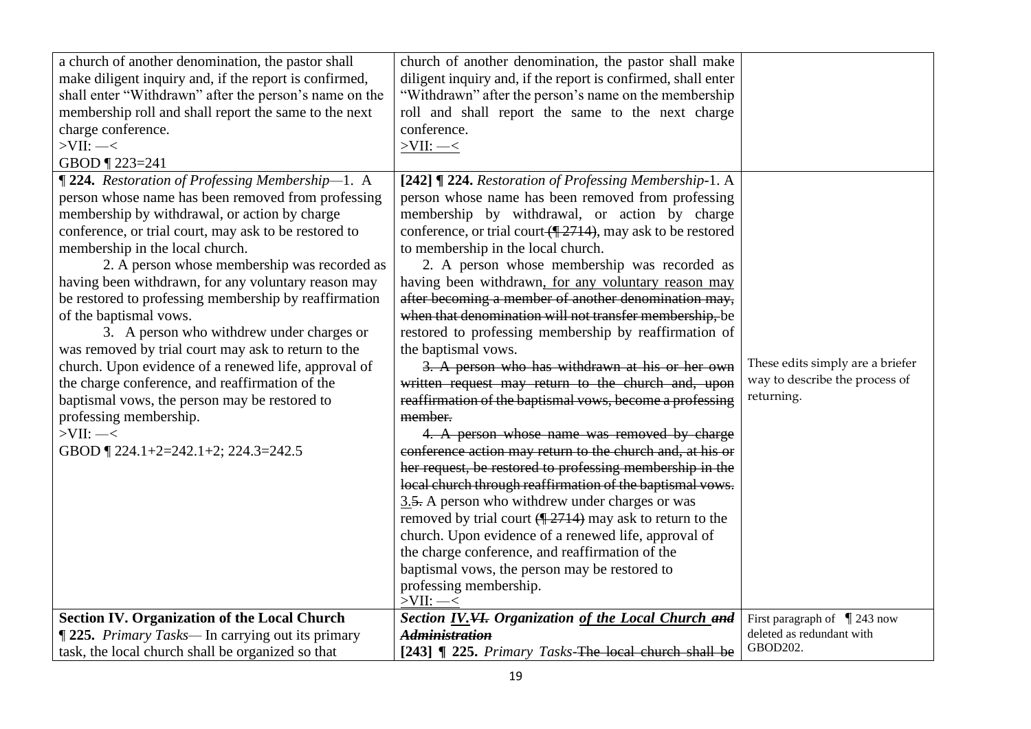| | | |
|---|---|---|
| a church of another denomination, the pastor shall make diligent inquiry and, if the report is confirmed, shall enter "Withdrawn" after the person's name on the membership roll and shall report the same to the next charge conference.<br>>VII: —<<br>GBOD ¶ 223=241 | church of another denomination, the pastor shall make diligent inquiry and, if the report is confirmed, shall enter "Withdrawn" after the person's name on the membership roll and shall report the same to the next charge conference.<br><u>>VII: —<</u> | |
| **¶ 224.** *Restoration of Professing Membership*—1. A person whose name has been removed from professing membership by withdrawal, or action by charge conference, or trial court, may ask to be restored to membership in the local church.<br>2. A person whose membership was recorded as having been withdrawn, for any voluntary reason may be restored to professing membership by reaffirmation of the baptismal vows.<br>3. A person who withdrew under charges or was removed by trial court may ask to return to the church. Upon evidence of a renewed life, approval of the charge conference, and reaffirmation of the baptismal vows, the person may be restored to professing membership.<br>>VII: —<<br>GBOD ¶ 224.1+2=242.1+2; 224.3=242.5 | **[242] ¶ 224.** *Restoration of Professing Membership*-1. A person whose name has been removed from professing membership by withdrawal, or action by charge conference, or trial court ~~(¶ 2714)~~, may ask to be restored to membership in the local church.<br>2. A person whose membership was recorded as having been withdrawn<u>, for any voluntary reason may</u> ~~after becoming a member of another denomination may, when that denomination will not transfer membership,~~ be restored to professing membership by reaffirmation of the baptismal vows.<br>~~3. A person who has withdrawn at his or her own written request may return to the church and, upon reaffirmation of the baptismal vows, become a professing member.~~<br>~~4. A person whose name was removed by charge conference action may return to the church and, at his or her request, be restored to professing membership in the local church through reaffirmation of the baptismal vows.~~<br><u>3.</u>~~5.~~ A person who withdrew under charges or was removed by trial court ~~(¶ 2714)~~ may ask to return to the church. Upon evidence of a renewed life, approval of the charge conference, and reaffirmation of the baptismal vows, the person may be restored to professing membership.<br><u>>VII: —<</u> | These edits simply are a briefer way to describe the process of returning. |
| **Section IV. Organization of the Local Church**<br>**¶ 225.** *Primary Tasks*— In carrying out its primary task, the local church shall be organized so that | ***Section <u>IV.</u>~~VI.~~ Organization <u>of the</u> Local Church ~~and Administration~~***<br>**[243] ¶ 225.** *Primary Tasks*-~~The local church shall be~~ | First paragraph of ¶ 243 now deleted as redundant with GBOD202. |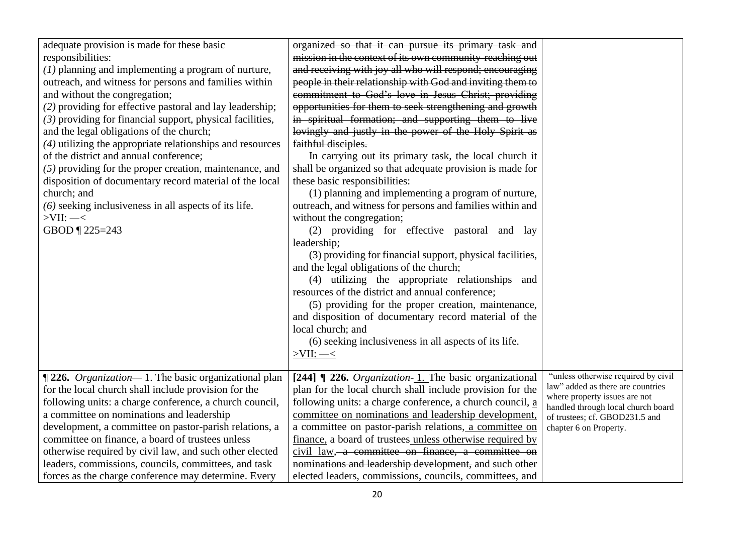| | | |
|---|---|---|
| adequate provision is made for these basic responsibilities:<br>*(1)* planning and implementing a program of nurture, outreach, and witness for persons and families within and without the congregation;<br>*(2)* providing for effective pastoral and lay leadership;<br>*(3)* providing for financial support, physical facilities, and the legal obligations of the church;<br>*(4)* utilizing the appropriate relationships and resources of the district and annual conference;<br>*(5)* providing for the proper creation, maintenance, and disposition of documentary record material of the local church; and<br>*(6)* seeking inclusiveness in all aspects of its life.<br>>VII: —<<br>GBOD ¶ 225=243 | ~~organized so that it can pursue its primary task and mission in the context of its own community-reaching out and receiving with joy all who will respond; encouraging people in their relationship with God and inviting them to commitment to God's love in Jesus Christ; providing opportunities for them to seek strengthening and growth in spiritual formation; and supporting them to live lovingly and justly in the power of the Holy Spirit as faithful disciples.~~<br>In carrying out its primary task, <u>the local church</u> ~~it~~ shall be organized so that adequate provision is made for these basic responsibilities:<br>(1) planning and implementing a program of nurture, outreach, and witness for persons and families within and without the congregation;<br>(2) providing for effective pastoral and lay leadership;<br>(3) providing for financial support, physical facilities, and the legal obligations of the church;<br>(4) utilizing the appropriate relationships and resources of the district and annual conference;<br>(5) providing for the proper creation, maintenance, and disposition of documentary record material of the local church; and<br>(6) seeking inclusiveness in all aspects of its life.<br><u>>VII: —<</u> | |
| **¶ 226.** *Organization*— 1. The basic organizational plan for the local church shall include provision for the following units: a charge conference, a church council, a committee on nominations and leadership development, a committee on pastor-parish relations, a committee on finance, a board of trustees unless otherwise required by civil law, and such other elected leaders, commissions, councils, committees, and task forces as the charge conference may determine. Every | **[244] ¶ 226.** *Organization*- <u>1.</u> The basic organizational plan for the local church shall include provision for the following units: a charge conference, a church council, <u>a committee on nominations and leadership development,</u> a committee on pastor-parish relations, <u>a committee on finance,</u> a board of trustees <u>unless otherwise required by civil law</u>, ~~a committee on finance, a committee on nominations and leadership development,~~ and such other elected leaders, commissions, councils, committees, and | "unless otherwise required by civil law" added as there are countries where property issues are not handled through local church board of trustees; cf. GBOD231.5 and chapter 6 on Property. |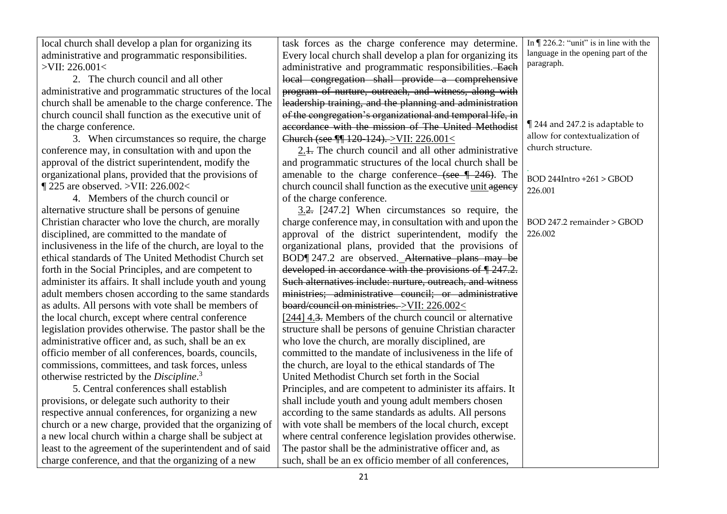| | | |
|---|---|---|
| local church shall develop a plan for organizing its administrative and programmatic responsibilities. >VII: 226.001<<br><br>2. The church council and all other administrative and programmatic structures of the local church shall be amenable to the charge conference. The church council shall function as the executive unit of the charge conference.<br><br>3. When circumstances so require, the charge conference may, in consultation with and upon the approval of the district superintendent, modify the organizational plans, provided that the provisions of ¶ 225 are observed. >VII: 226.002<<br><br>4. Members of the church council or alternative structure shall be persons of genuine Christian character who love the church, are morally disciplined, are committed to the mandate of inclusiveness in the life of the church, are loyal to the ethical standards of The United Methodist Church set forth in the Social Principles, and are competent to administer its affairs. It shall include youth and young adult members chosen according to the same standards as adults. All persons with vote shall be members of the local church, except where central conference legislation provides otherwise. The pastor shall be the administrative officer and, as such, shall be an ex officio member of all conferences, boards, councils, commissions, committees, and task forces, unless otherwise restricted by the *Discipline*.[3]<br><br>5. Central conferences shall establish provisions, or delegate such authority to their respective annual conferences, for organizing a new church or a new charge, provided that the organizing of a new local church within a charge shall be subject at least to the agreement of the superintendent and of said charge conference, and that the organizing of a new | task forces as the charge conference may determine. Every local church shall develop a plan for organizing its administrative and programmatic responsibilities. ~~Each local congregation shall provide a comprehensive program of nurture, outreach, and witness, along with leadership training, and the planning and administration of the congregation's organizational and temporal life, in accordance with the mission of The United Methodist Church (see ¶¶ 120-124).~~ >VII: 226.001<<br><br>2.~~1.~~ The church council and all other administrative and programmatic structures of the local church shall be amenable to the charge conference ~~(see ¶ 246)~~. The church council shall function as the executive unit ~~agency~~ of the charge conference.<br><br>3.~~2.~~ [247.2] When circumstances so require, the charge conference may, in consultation with and upon the approval of the district superintendent, modify the organizational plans, provided that the provisions of BOD¶ 247.2 are observed. ~~Alternative plans may be developed in accordance with the provisions of ¶ 247.2. Such alternatives include: nurture, outreach, and witness ministries; administrative council; or administrative board/council on ministries.~~ >VII: 226.002<<br><br>[244] 4.~~3.~~ Members of the church council or alternative structure shall be persons of genuine Christian character who love the church, are morally disciplined, are committed to the mandate of inclusiveness in the life of the church, are loyal to the ethical standards of The United Methodist Church set forth in the Social Principles, and are competent to administer its affairs. It shall include youth and young adult members chosen according to the same standards as adults. All persons with vote shall be members of the local church, except where central conference legislation provides otherwise. The pastor shall be the administrative officer and, as such, shall be an ex officio member of all conferences, | In ¶ 226.2: "unit" is in line with the language in the opening part of the paragraph.<br><br>¶ 244 and 247.2 is adaptable to allow for contextualization of church structure.<br><br>BOD 244Intro +261 > GBOD 226.001<br><br>BOD 247.2 remainder > GBOD 226.002 |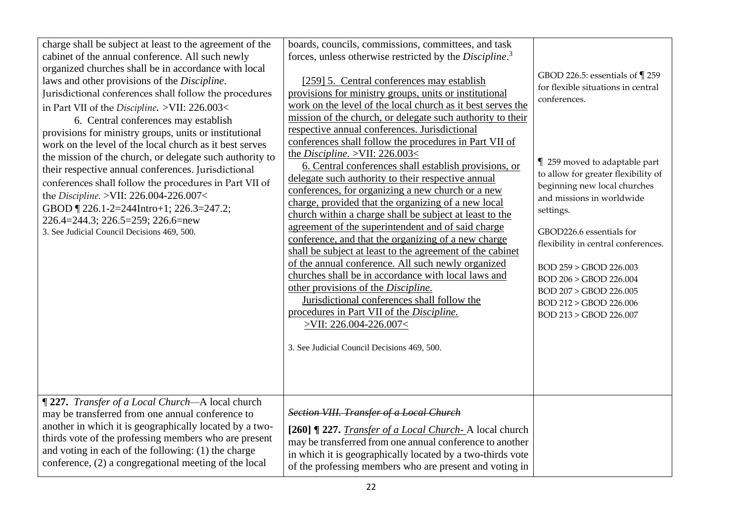| | | |
|---|---|---|
| charge shall be subject at least to the agreement of the cabinet of the annual conference. All such newly organized churches shall be in accordance with local laws and other provisions of the *Discipline*. Jurisdictional conferences shall follow the procedures in Part VII of the *Discipline*. >VII: 226.003< <br> 6. Central conferences may establish provisions for ministry groups, units or institutional work on the level of the local church as it best serves the mission of the church, or delegate such authority to their respective annual conferences. Jurisdictional conferences shall follow the procedures in Part VII of the *Discipline.* >VII: 226.004-226.007< <br> GBOD ¶ 226.1-2=244Intro+1; 226.3=247.2; 226.4=244.3; 226.5=259; 226.6=new <br> 3. See Judicial Council Decisions 469, 500. | boards, councils, commissions, committees, and task forces, unless otherwise restricted by the *Discipline*.[3] <br> <ins>[259] 5. Central conferences may establish provisions for ministry groups, units or institutional work on the level of the local church as it best serves the mission of the church, or delegate such authority to their respective annual conferences. Jurisdictional conferences shall follow the procedures in Part VII of the *Discipline.* >VII: 226.003<</ins> <br> <ins>6. Central conferences shall establish provisions, or delegate such authority to their respective annual conferences, for organizing a new church or a new charge, provided that the organizing of a new local church within a charge shall be subject at least to the agreement of the superintendent and of said charge conference, and that the organizing of a new charge shall be subject at least to the agreement of the cabinet of the annual conference. All such newly organized churches shall be in accordance with local laws and other provisions of the *Discipline*.</ins> <br> <ins>Jurisdictional conferences shall follow the procedures in Part VII of the *Discipline.*</ins> <br> <ins>>VII: 226.004-226.007<</ins> <br> 3. See Judicial Council Decisions 469, 500. | GBOD 226.5: essentials of ¶ 259 for flexible situations in central conferences. <br> ¶ 259 moved to adaptable part to allow for greater flexibility of beginning new local churches and missions in worldwide settings. <br> GBOD226.6 essentials for flexibility in central conferences. <br> BOD 259 > GBOD 226.003 <br> BOD 206 > GBOD 226.004 <br> BOD 207 > GBOD 226.005 <br> BOD 212 > GBOD 226.006 <br> BOD 213 > GBOD 226.007 |
| **¶ 227.** *Transfer of a Local Church*—A local church may be transferred from one annual conference to another in which it is geographically located by a two-thirds vote of the professing members who are present and voting in each of the following: (1) the charge conference, (2) a congregational meeting of the local | ~~*Section VIII. Transfer of a Local Church*~~ <br> **[260] ¶ 227.** *<ins>Transfer of a Local Church-</ins>* A local church may be transferred from one annual conference to another in which it is geographically located by a two-thirds vote of the professing members who are present and voting in | |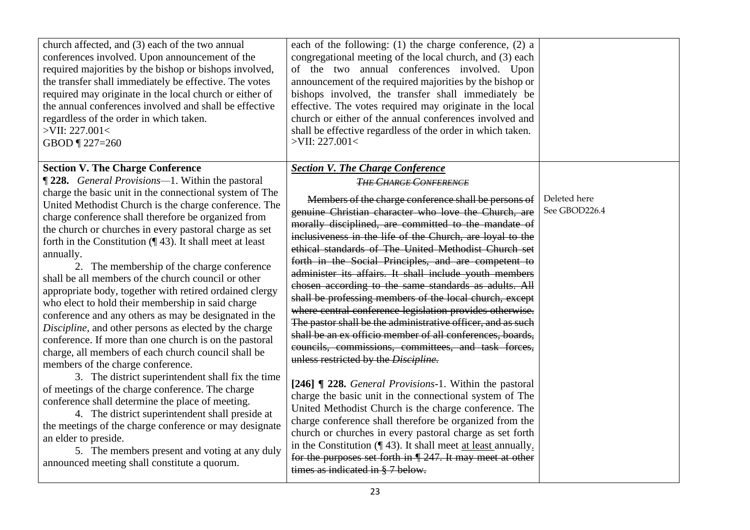| | | |
|---|---|---|
| church affected, and (3) each of the two annual conferences involved. Upon announcement of the required majorities by the bishop or bishops involved, the transfer shall immediately be effective. The votes required may originate in the local church or either of the annual conferences involved and shall be effective regardless of the order in which taken.<br>>VII: 227.001<<br>GBOD ¶ 227=260 | each of the following: (1) the charge conference, (2) a congregational meeting of the local church, and (3) each of the two annual conferences involved. Upon announcement of the required majorities by the bishop or bishops involved, the transfer shall immediately be effective. The votes required may originate in the local church or either of the annual conferences involved and shall be effective regardless of the order in which taken.<br>>VII: 227.001< | |
| **Section V. The Charge Conference**<br>**¶ 228.** *General Provisions*—1. Within the pastoral charge the basic unit in the connectional system of The United Methodist Church is the charge conference. The charge conference shall therefore be organized from the church or churches in every pastoral charge as set forth in the Constitution (¶ 43). It shall meet at least annually.<br>2. The membership of the charge conference shall be all members of the church council or other appropriate body, together with retired ordained clergy who elect to hold their membership in said charge conference and any others as may be designated in the *Discipline*, and other persons as elected by the charge conference. If more than one church is on the pastoral charge, all members of each church council shall be members of the charge conference.<br>3. The district superintendent shall fix the time of meetings of the charge conference. The charge conference shall determine the place of meeting.<br>4. The district superintendent shall preside at the meetings of the charge conference or may designate an elder to preside.<br>5. The members present and voting at any duly announced meeting shall constitute a quorum. | ***<u>Section V. The Charge Conference</u>***<br>~~THE CHARGE CONFERENCE~~<br>~~Members of the charge conference shall be persons of genuine Christian character who love the Church, are morally disciplined, are committed to the mandate of inclusiveness in the life of the Church, are loyal to the ethical standards of The United Methodist Church set forth in the Social Principles, and are competent to administer its affairs. It shall include youth members chosen according to the same standards as adults. All shall be professing members of the local church, except where central conference legislation provides otherwise. The pastor shall be the administrative officer, and as such shall be an ex officio member of all conferences, boards, councils, commissions, committees, and task forces, unless restricted by the *Discipline*.~~<br><br>**[246] ¶ 228.** *General Provisions*-1. Within the pastoral charge the basic unit in the connectional system of The United Methodist Church is the charge conference. The charge conference shall therefore be organized from the church or churches in every pastoral charge as set forth in the Constitution (¶ 43). It shall meet <u>at least</u> annually<u>.</u> ~~for the purposes set forth in ¶ 247. It may meet at other times as indicated in § 7 below.~~ | Deleted here<br>See GBOD226.4 |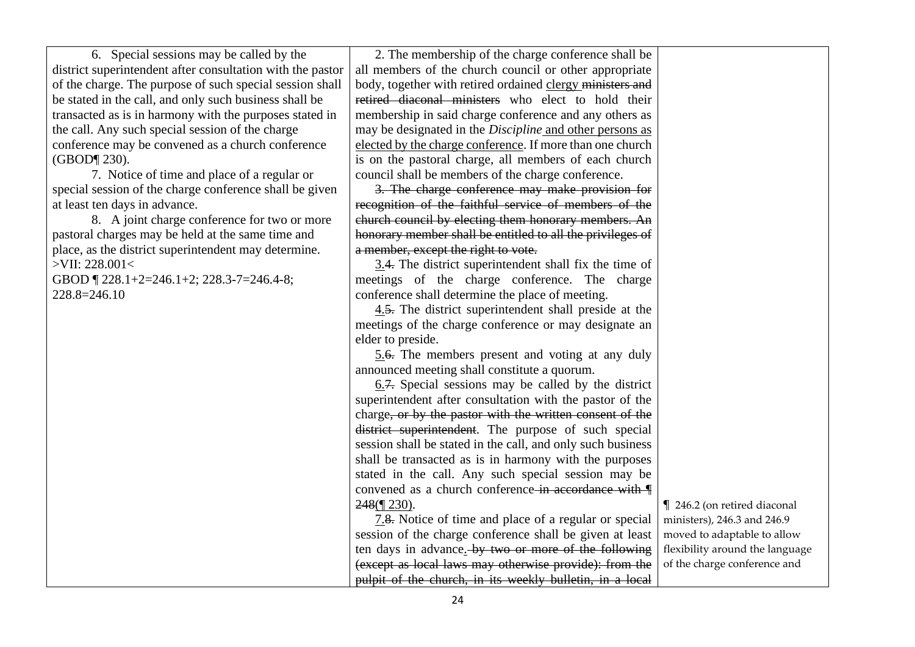| | | |
|---|---|---|
| 6. Special sessions may be called by the district superintendent after consultation with the pastor of the charge. The purpose of such special session shall be stated in the call, and only such business shall be transacted as is in harmony with the purposes stated in the call. Any such special session of the charge conference may be convened as a church conference (GBOD¶ 230).<br>7. Notice of time and place of a regular or special session of the charge conference shall be given at least ten days in advance.<br>8. A joint charge conference for two or more pastoral charges may be held at the same time and place, as the district superintendent may determine.<br>>VII: 228.001<<br>GBOD ¶ 228.1+2=246.1+2; 228.3-7=246.4-8; 228.8=246.10 | 2. The membership of the charge conference shall be all members of the church council or other appropriate body, together with retired ordained <u>clergy</u> ~~ministers and retired diaconal ministers~~ who elect to hold their membership in said charge conference and any others as may be designated in the *Discipline* <u>and other persons as elected by the charge conference</u>. If more than one church is on the pastoral charge, all members of each church council shall be members of the charge conference.<br>~~3. The charge conference may make provision for recognition of the faithful service of members of the church council by electing them honorary members. An honorary member shall be entitled to all the privileges of a member, except the right to vote.~~<br><u>3.</u>~~4.~~ The district superintendent shall fix the time of meetings of the charge conference. The charge conference shall determine the place of meeting.<br><u>4.</u>~~5.~~ The district superintendent shall preside at the meetings of the charge conference or may designate an elder to preside.<br><u>5.</u>~~6.~~ The members present and voting at any duly announced meeting shall constitute a quorum.<br><u>6.</u>~~7.~~ Special sessions may be called by the district superintendent after consultation with the pastor of the charge~~, or by the pastor with the written consent of the district superintendent~~. The purpose of such special session shall be stated in the call, and only such business shall be transacted as is in harmony with the purposes stated in the call. Any such special session may be convened as a church conference ~~in accordance with ¶ 248~~<u>(¶ 230)</u>.<br><u>7.</u>~~8.~~ Notice of time and place of a regular or special session of the charge conference shall be given at least ten days in advance<u>.</u> ~~by two or more of the following (except as local laws may otherwise provide): from the pulpit of the church, in its weekly bulletin, in a local~~ | ¶ 246.2 (on retired diaconal ministers), 246.3 and 246.9 moved to adaptable to allow flexibility around the language of the charge conference and |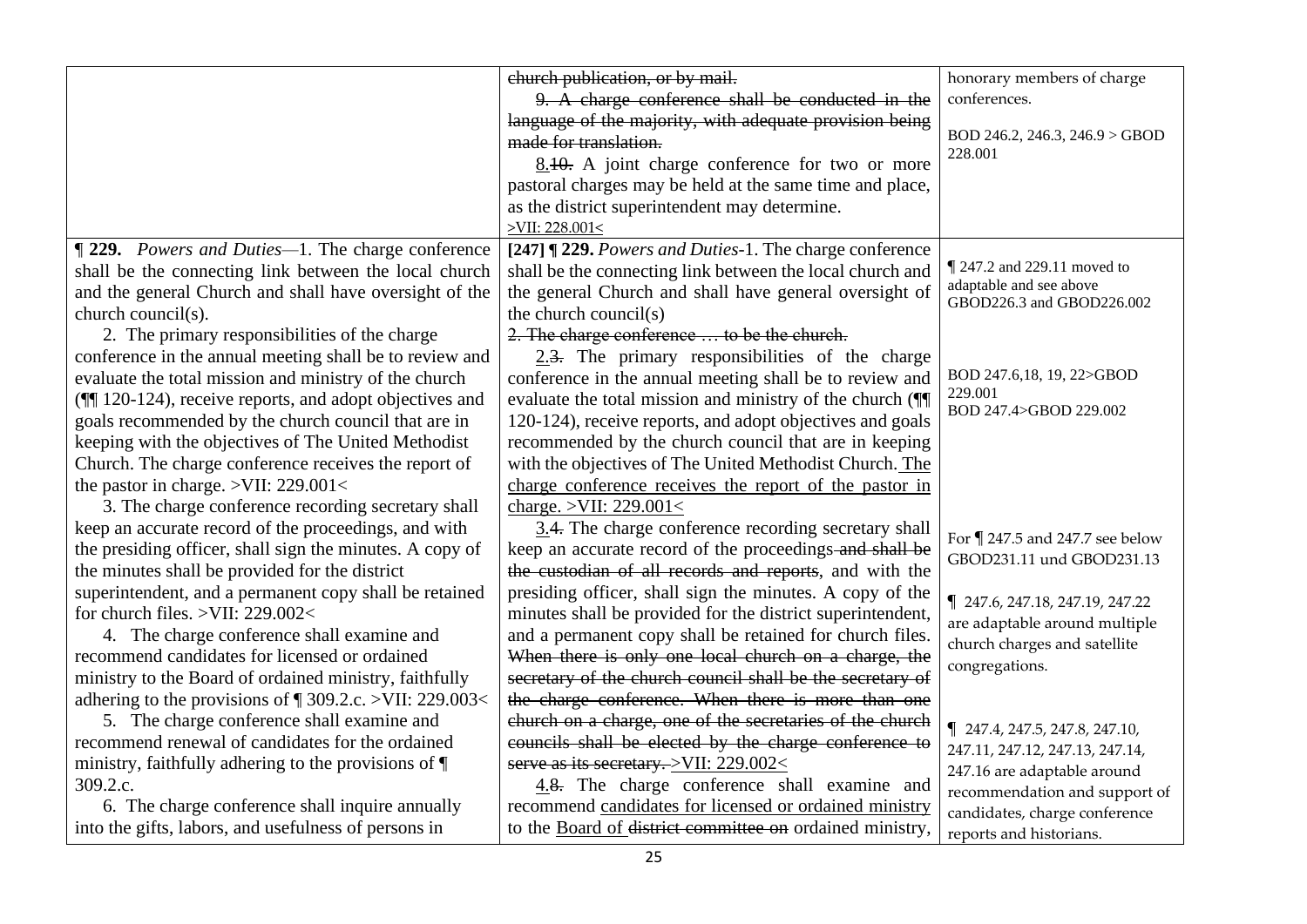| | | |
|---|---|---|
| | ~~church publication, or by mail.~~<br>~~9. A charge conference shall be conducted in the language of the majority, with adequate provision being made for translation.~~<br>8.~~10.~~ A joint charge conference for two or more pastoral charges may be held at the same time and place, as the district superintendent may determine.<br>>VII: 228.001< | honorary members of charge conferences.<br><br>BOD 246.2, 246.3, 246.9 > GBOD 228.001 |
| **¶ 229.** *Powers and Duties*—1. The charge conference shall be the connecting link between the local church and the general Church and shall have oversight of the church council(s).<br>2. The primary responsibilities of the charge conference in the annual meeting shall be to review and evaluate the total mission and ministry of the church (¶¶ 120-124), receive reports, and adopt objectives and goals recommended by the church council that are in keeping with the objectives of The United Methodist Church. The charge conference receives the report of the pastor in charge. >VII: 229.001<<br>3. The charge conference recording secretary shall keep an accurate record of the proceedings, and with the presiding officer, shall sign the minutes. A copy of the minutes shall be provided for the district superintendent, and a permanent copy shall be retained for church files. >VII: 229.002<<br>4. The charge conference shall examine and recommend candidates for licensed or ordained ministry to the Board of ordained ministry, faithfully adhering to the provisions of ¶ 309.2.c. >VII: 229.003<<br>5. The charge conference shall examine and recommend renewal of candidates for the ordained ministry, faithfully adhering to the provisions of ¶ 309.2.c.<br>6. The charge conference shall inquire annually into the gifts, labors, and usefulness of persons in | **[247] ¶ 229.** *Powers and Duties*-1. The charge conference shall be the connecting link between the local church and the general Church and shall have general oversight of the church council(s)<br>~~2. The charge conference … to be the church.~~<br>2.~~3.~~ The primary responsibilities of the charge conference in the annual meeting shall be to review and evaluate the total mission and ministry of the church (¶¶ 120-124), receive reports, and adopt objectives and goals recommended by the church council that are in keeping with the objectives of The United Methodist Church. The charge conference receives the report of the pastor in charge. >VII: 229.001<<br>3.~~4.~~ The charge conference recording secretary shall keep an accurate record of the proceedings ~~and shall be the custodian of all records and reports~~, and with the presiding officer, shall sign the minutes. A copy of the minutes shall be provided for the district superintendent, and a permanent copy shall be retained for church files. ~~When there is only one local church on a charge, the secretary of the church council shall be the secretary of the charge conference. When there is more than one church on a charge, one of the secretaries of the church councils shall be elected by the charge conference to serve as its secretary.~~ >VII: 229.002<<br>4.~~8.~~ The charge conference shall examine and recommend candidates for licensed or ordained ministry to the Board of ~~district committee on~~ ordained ministry, | ¶ 247.2 and 229.11 moved to adaptable and see above GBOD226.3 and GBOD226.002<br><br>BOD 247.6,18, 19, 22>GBOD 229.001<br>BOD 247.4>GBOD 229.002<br><br>For ¶ 247.5 and 247.7 see below GBOD231.11 und GBOD231.13<br><br>¶ 247.6, 247.18, 247.19, 247.22 are adaptable around multiple church charges and satellite congregations.<br><br>¶ 247.4, 247.5, 247.8, 247.10, 247.11, 247.12, 247.13, 247.14, 247.16 are adaptable around recommendation and support of candidates, charge conference reports and historians. |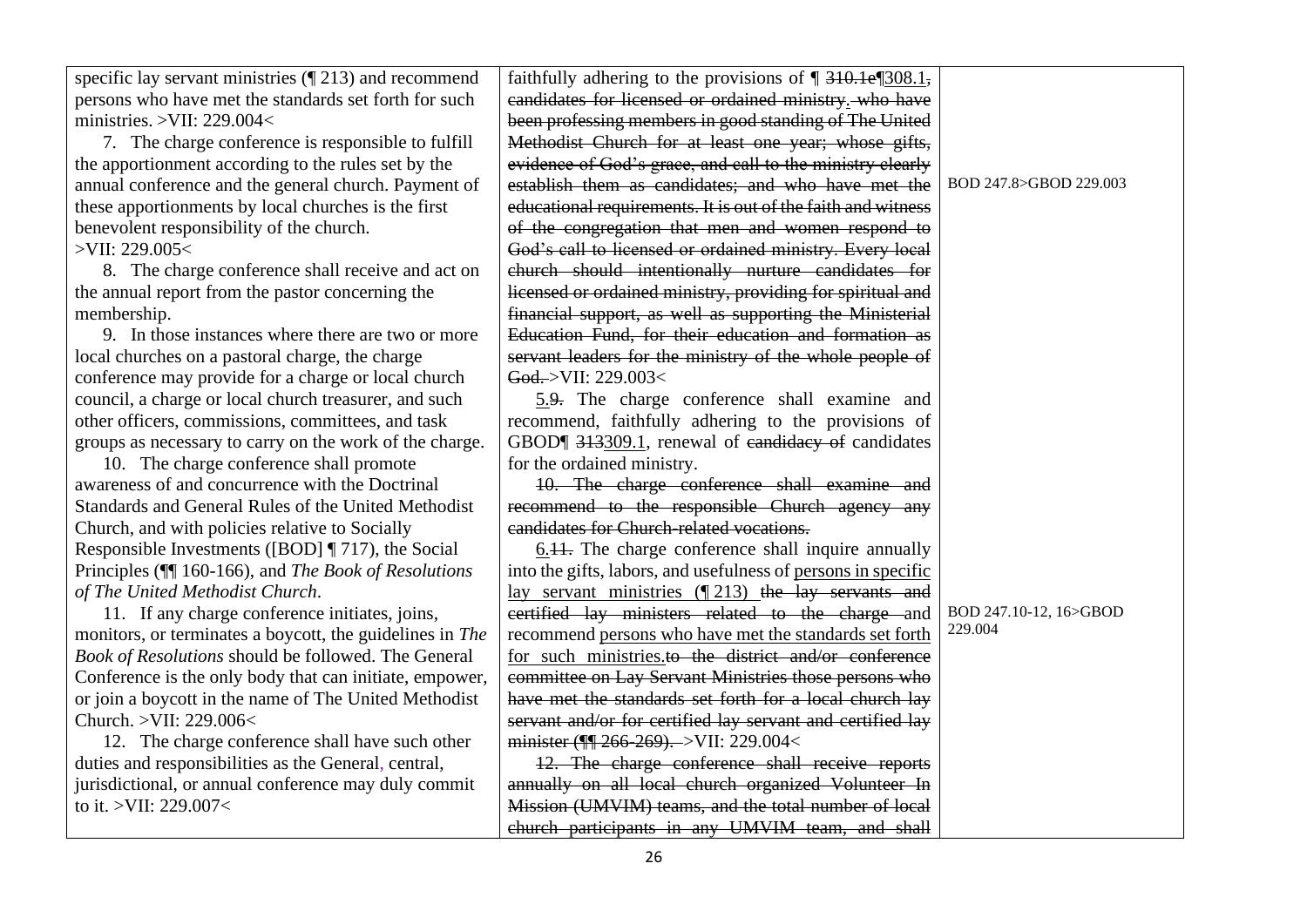| | | |
|---|---|---|
| specific lay servant ministries (¶ 213) and recommend persons who have met the standards set forth for such ministries. >VII: 229.004<<br><br>7. The charge conference is responsible to fulfill the apportionment according to the rules set by the annual conference and the general church. Payment of these apportionments by local churches is the first benevolent responsibility of the church. >VII: 229.005<<br><br>8. The charge conference shall receive and act on the annual report from the pastor concerning the membership.<br><br>9. In those instances where there are two or more local churches on a pastoral charge, the charge conference may provide for a charge or local church council, a charge or local church treasurer, and such other officers, commissions, committees, and task groups as necessary to carry on the work of the charge.<br><br>10. The charge conference shall promote awareness of and concurrence with the Doctrinal Standards and General Rules of the United Methodist Church, and with policies relative to Socially Responsible Investments ([BOD] ¶ 717), the Social Principles (¶¶ 160-166), and *The Book of Resolutions of The United Methodist Church*.<br><br>11. If any charge conference initiates, joins, monitors, or terminates a boycott, the guidelines in *The Book of Resolutions* should be followed. The General Conference is the only body that can initiate, empower, or join a boycott in the name of The United Methodist Church. >VII: 229.006<<br><br>12. The charge conference shall have such other duties and responsibilities as the General, central, jurisdictional, or annual conference may duly commit to it. >VII: 229.007< | faithfully adhering to the provisions of ¶ ~~310.1e~~¶308.1~~,~~ ~~candidates for licensed or ordained ministry~~. ~~who have been professing members in good standing of The United Methodist Church for at least one year; whose gifts, evidence of God's grace, and call to the ministry clearly establish them as candidates; and who have met the educational requirements. It is out of the faith and witness of the congregation that men and women respond to God's call to licensed or ordained ministry. Every local church should intentionally nurture candidates for licensed or ordained ministry, providing for spiritual and financial support, as well as supporting the Ministerial Education Fund, for their education and formation as servant leaders for the ministry of the whole people of God.~~ >VII: 229.003<<br><br>5.~~9.~~ The charge conference shall examine and recommend, faithfully adhering to the provisions of GBOD¶ ~~313~~309.1, renewal of ~~candidacy of~~ candidates for the ordained ministry.<br><br>~~10. The charge conference shall examine and recommend to the responsible Church agency any candidates for Church-related vocations.~~<br><br>6.~~11.~~ The charge conference shall inquire annually into the gifts, labors, and usefulness of persons in specific lay servant ministries (¶ 213) ~~the lay servants and certified lay ministers related to the charge~~ and recommend persons who have met the standards set forth for such ministries.~~to the district and/or conference committee on Lay Servant Ministries those persons who have met the standards set forth for a local church lay servant and/or for certified lay servant and certified lay minister (¶¶ 266-269).~~ >VII: 229.004<<br><br>~~12. The charge conference shall receive reports annually on all local church organized Volunteer In Mission (UMVIM) teams, and the total number of local church participants in any UMVIM team, and shall~~ | BOD 247.8>GBOD 229.003<br><br>BOD 247.10-12, 16>GBOD 229.004 |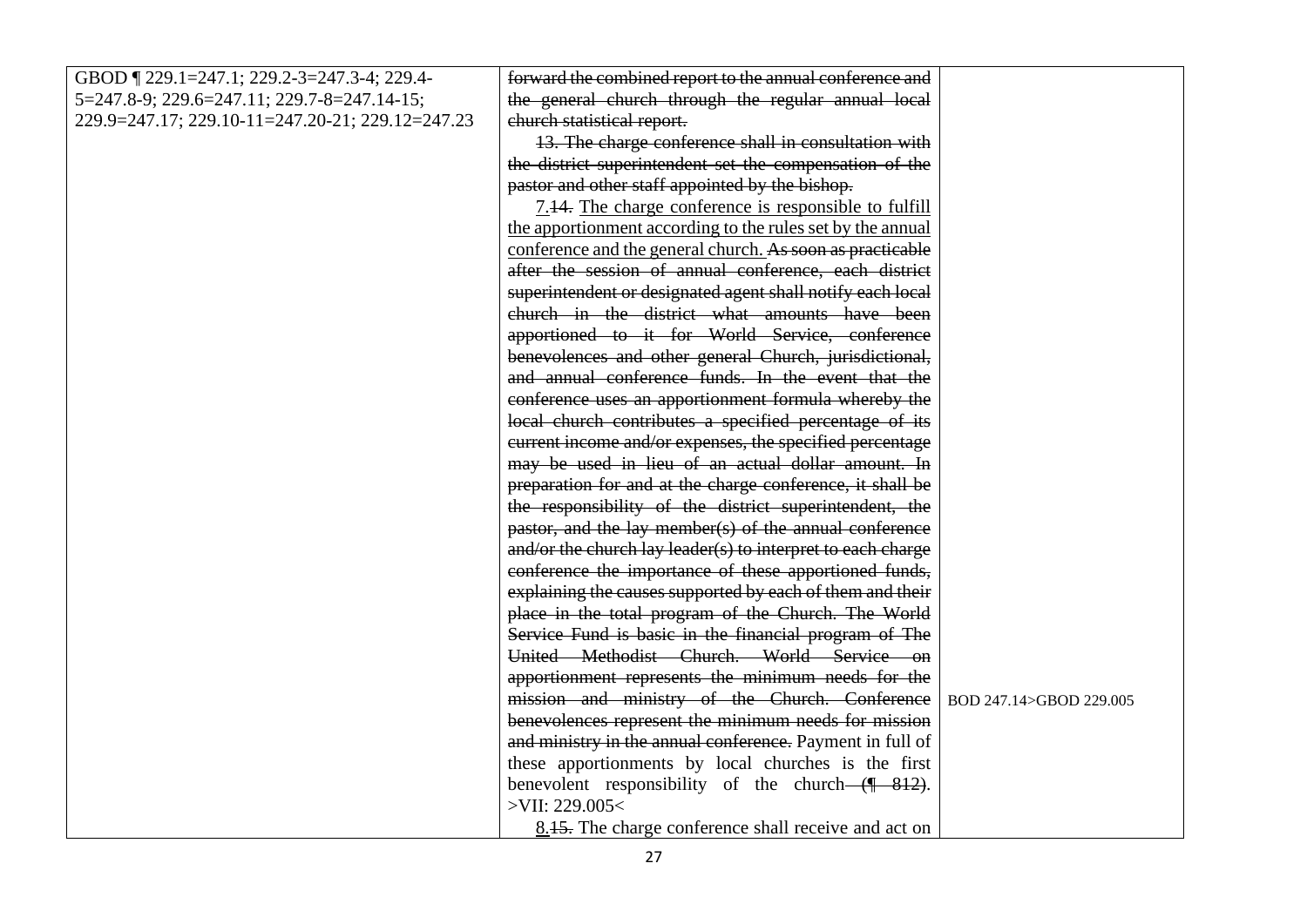| | | |
|---|---|---|
| GBOD ¶ 229.1=247.1; 229.2-3=247.3-4; 229.4-5=247.8-9; 229.6=247.11; 229.7-8=247.14-15; 229.9=247.17; 229.10-11=247.20-21; 229.12=247.23 | ~~forward the combined report to the annual conference and the general church through the regular annual local church statistical report.~~<br><br>~~13. The charge conference shall in consultation with the district superintendent set the compensation of the pastor and other staff appointed by the bishop.~~<br><br><u>7.</u>~~14.~~ <u>The charge conference is responsible to fulfill the apportionment according to the rules set by the annual conference and the general church.</u> ~~As soon as practicable after the session of annual conference, each district superintendent or designated agent shall notify each local church in the district what amounts have been apportioned to it for World Service, conference benevolences and other general Church, jurisdictional, and annual conference funds. In the event that the conference uses an apportionment formula whereby the local church contributes a specified percentage of its current income and/or expenses, the specified percentage may be used in lieu of an actual dollar amount. In preparation for and at the charge conference, it shall be the responsibility of the district superintendent, the pastor, and the lay member(s) of the annual conference and/or the church lay leader(s) to interpret to each charge conference the importance of these apportioned funds, explaining the causes supported by each of them and their place in the total program of the Church. The World Service Fund is basic in the financial program of The United Methodist Church. World Service on apportionment represents the minimum needs for the mission and ministry of the Church. Conference benevolences represent the minimum needs for mission and ministry in the annual conference.~~ Payment in full of these apportionments by local churches is the first benevolent responsibility of the church ~~(¶ 812)~~. >VII: 229.005<<br><br><u>8.</u>~~15.~~ The charge conference shall receive and act on | BOD 247.14>GBOD 229.005 |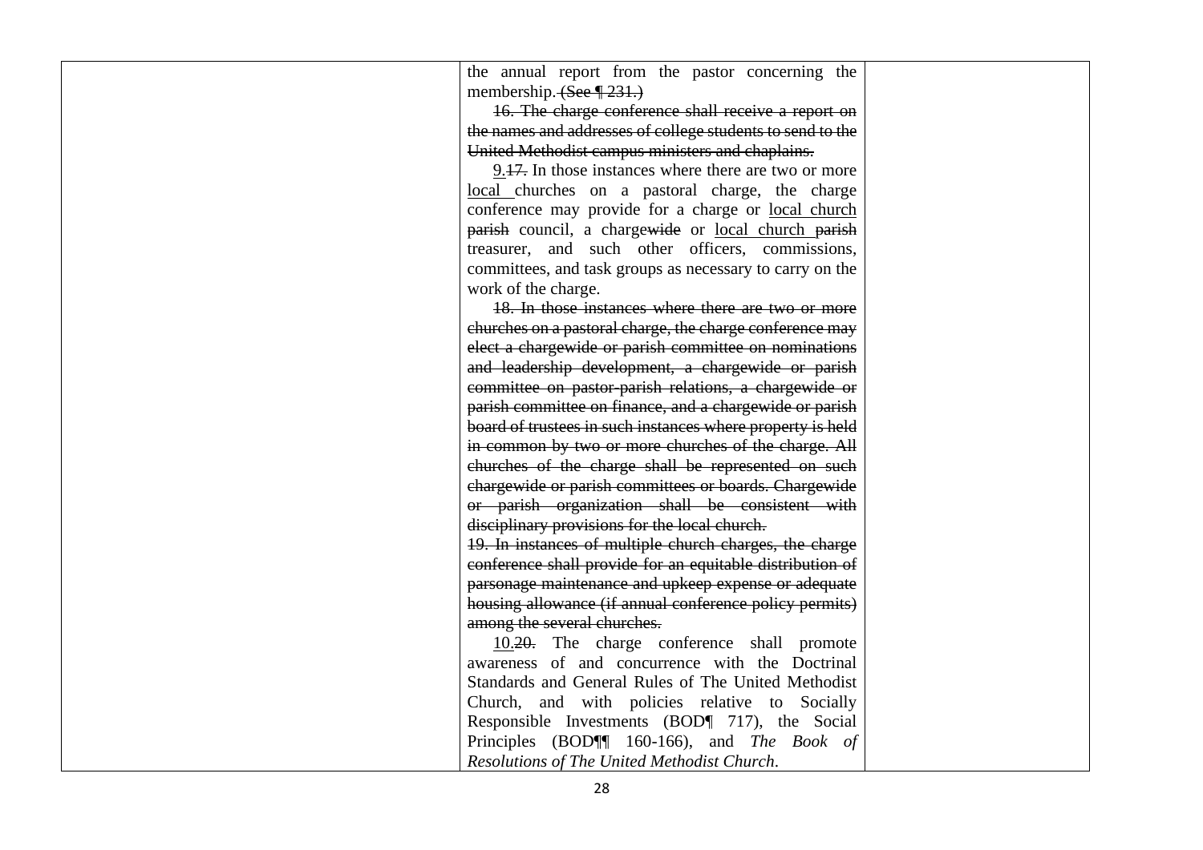| | | |
|---|---|---|
| | the annual report from the pastor concerning the membership. ~~(See ¶ 231.)~~<br>~~16. The charge conference shall receive a report on the names and addresses of college students to send to the United Methodist campus ministers and chaplains.~~<br><u>9.</u>~~17.~~ In those instances where there are two or more <u>local</u> churches on a pastoral charge, the charge conference may provide for a charge or <u>local church</u> ~~parish~~ council, a charge~~wide~~ or <u>local church</u> ~~parish~~ treasurer, and such other officers, commissions, committees, and task groups as necessary to carry on the work of the charge.<br>~~18. In those instances where there are two or more churches on a pastoral charge, the charge conference may elect a chargewide or parish committee on nominations and leadership development, a chargewide or parish committee on pastor-parish relations, a chargewide or parish committee on finance, and a chargewide or parish board of trustees in such instances where property is held in common by two or more churches of the charge. All churches of the charge shall be represented on such chargewide or parish committees or boards. Chargewide or parish organization shall be consistent with disciplinary provisions for the local church.~~<br>~~19. In instances of multiple church charges, the charge conference shall provide for an equitable distribution of parsonage maintenance and upkeep expense or adequate housing allowance (if annual conference policy permits) among the several churches.~~<br><u>10.</u>~~20.~~ The charge conference shall promote awareness of and concurrence with the Doctrinal Standards and General Rules of The United Methodist Church, and with policies relative to Socially Responsible Investments (BOD¶ 717), the Social Principles (BOD¶¶ 160-166), and *The Book of Resolutions of The United Methodist Church*. | |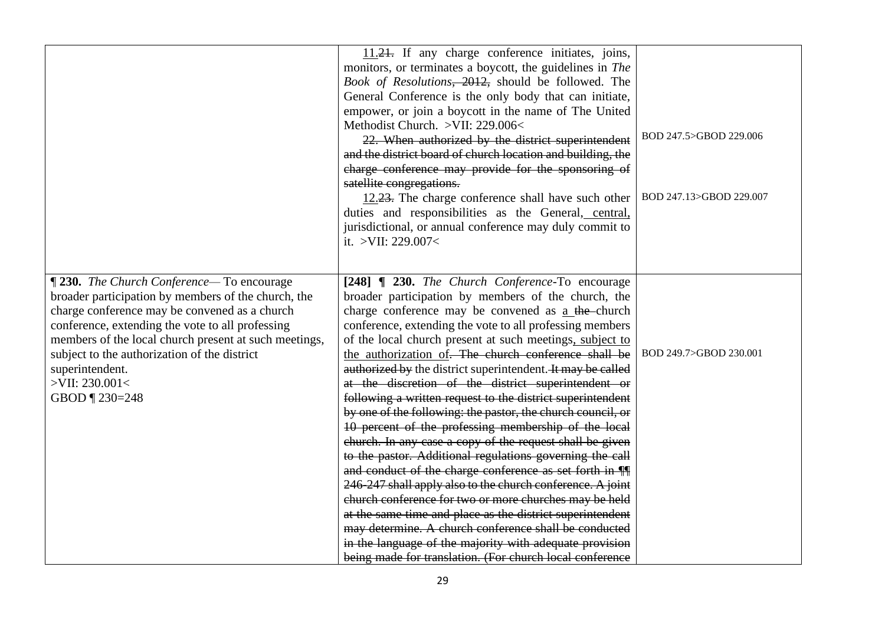| | | |
|---|---|---|
| | 11.~~21.~~ If any charge conference initiates, joins, monitors, or terminates a boycott, the guidelines in *The Book of Resolutions*~~, 2012,~~ should be followed. The General Conference is the only body that can initiate, empower, or join a boycott in the name of The United Methodist Church. >VII: 229.006<<br>~~22. When authorized by the district superintendent and the district board of church location and building, the charge conference may provide for the sponsoring of satellite congregations.~~<br>12.~~23.~~ The charge conference shall have such other duties and responsibilities as the General, central, jurisdictional, or annual conference may duly commit to it. >VII: 229.007< | BOD 247.5>GBOD 229.006<br><br>BOD 247.13>GBOD 229.007 |
| **¶ 230.** *The Church Conference*— To encourage broader participation by members of the church, the charge conference may be convened as a church conference, extending the vote to all professing members of the local church present at such meetings, subject to the authorization of the district superintendent.<br>>VII: 230.001<<br>GBOD ¶ 230=248 | **[248] ¶ 230.** *The Church Conference*-To encourage broader participation by members of the church, the charge conference may be convened as a ~~the~~ church conference, extending the vote to all professing members of the local church present at such meetings, subject to the authorization of~~. The church conference shall be authorized by~~ the district superintendent. ~~It may be called at the discretion of the district superintendent or following a written request to the district superintendent by one of the following: the pastor, the church council, or 10 percent of the professing membership of the local church. In any case a copy of the request shall be given to the pastor. Additional regulations governing the call and conduct of the charge conference as set forth in ¶¶ 246-247 shall apply also to the church conference. A joint church conference for two or more churches may be held at the same time and place as the district superintendent may determine. A church conference shall be conducted in the language of the majority with adequate provision being made for translation. (For church local conference~~ | BOD 249.7>GBOD 230.001 |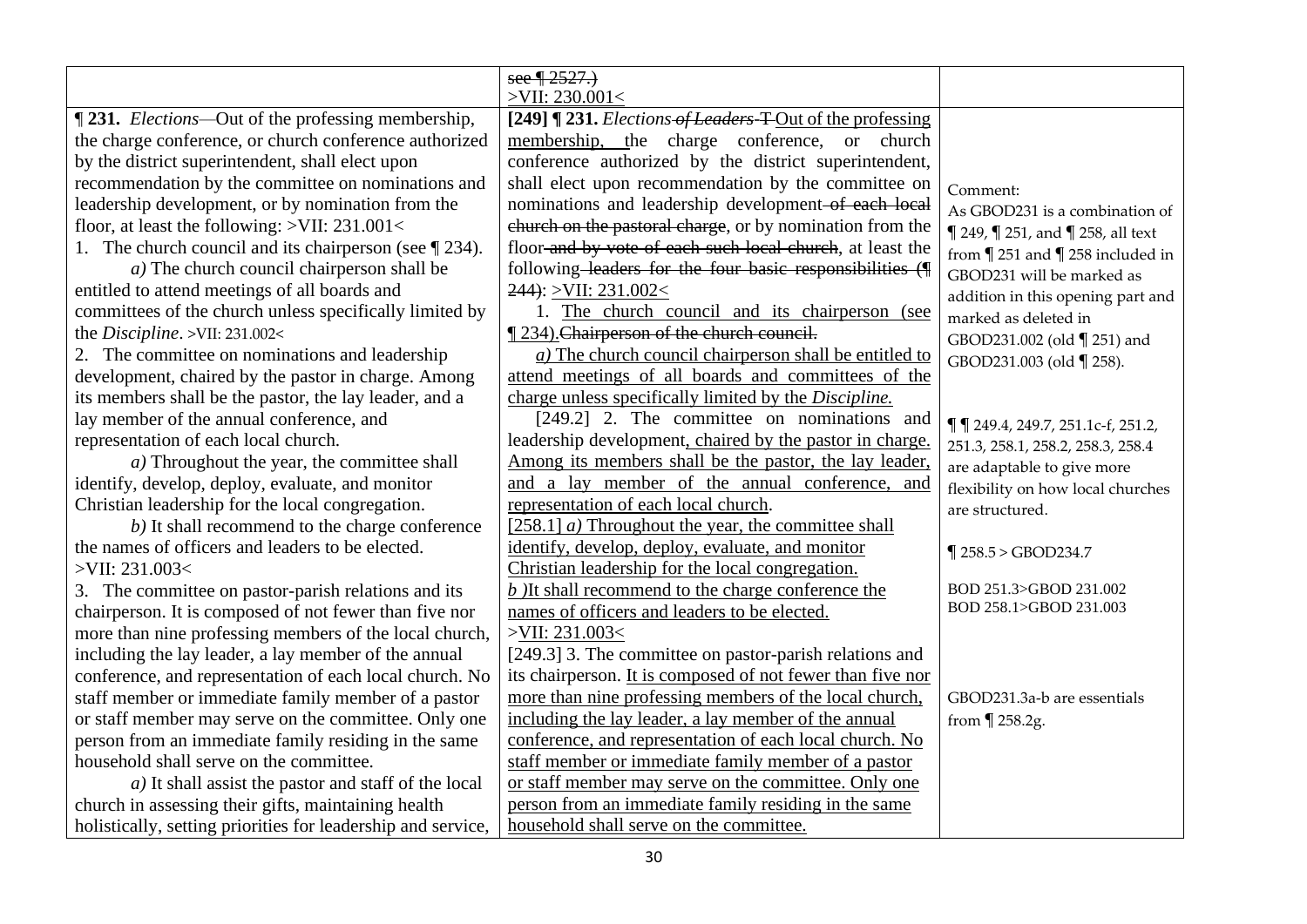| | | |
|---|---|---|
| | ~~see ¶ 2527.)~~<br>>VII: 230.001< | |
| **¶ 231.** *Elections*—Out of the professing membership, the charge conference, or church conference authorized by the district superintendent, shall elect upon recommendation by the committee on nominations and leadership development, or by nomination from the floor, at least the following: >VII: 231.001<<br>1. The church council and its chairperson (see ¶ 234).<br>*a)* The church council chairperson shall be entitled to attend meetings of all boards and committees of the church unless specifically limited by the *Discipline*. >VII: 231.002<<br>2. The committee on nominations and leadership development, chaired by the pastor in charge. Among its members shall be the pastor, the lay leader, and a lay member of the annual conference, and representation of each local church.<br>*a)* Throughout the year, the committee shall identify, develop, deploy, evaluate, and monitor Christian leadership for the local congregation.<br>*b)* It shall recommend to the charge conference the names of officers and leaders to be elected. >VII: 231.003<<br>3. The committee on pastor-parish relations and its chairperson. It is composed of not fewer than five nor more than nine professing members of the local church, including the lay leader, a lay member of the annual conference, and representation of each local church. No staff member or immediate family member of a pastor or staff member may serve on the committee. Only one person from an immediate family residing in the same household shall serve on the committee.<br>*a)* It shall assist the pastor and staff of the local church in assessing their gifts, maintaining health holistically, setting priorities for leadership and service, | **[249] ¶ 231.** *Elections ~~of Leaders~~* ~~T~~ Out of the professing membership, the charge conference, or church conference authorized by the district superintendent, shall elect upon recommendation by the committee on nominations and leadership development ~~of each local church on the pastoral charge~~, or by nomination from the floor ~~and by vote of each such local church~~, at least the following ~~leaders for the four basic responsibilities (¶ 244)~~: >VII: 231.002<<br>1. The church council and its chairperson (see ¶ 234). ~~Chairperson of the church council.~~<br>*a)* The church council chairperson shall be entitled to attend meetings of all boards and committees of the charge unless specifically limited by the *Discipline.*<br>[249.2] 2. The committee on nominations and leadership development, chaired by the pastor in charge. Among its members shall be the pastor, the lay leader, and a lay member of the annual conference, and representation of each local church.<br>[258.1] *a)* Throughout the year, the committee shall identify, develop, deploy, evaluate, and monitor Christian leadership for the local congregation.<br>*b )*It shall recommend to the charge conference the names of officers and leaders to be elected.<br>>VII: 231.003<<br>[249.3] 3. The committee on pastor-parish relations and its chairperson. It is composed of not fewer than five nor more than nine professing members of the local church, including the lay leader, a lay member of the annual conference, and representation of each local church. No staff member or immediate family member of a pastor or staff member may serve on the committee. Only one person from an immediate family residing in the same household shall serve on the committee. | Comment:<br>As GBOD231 is a combination of ¶ 249, ¶ 251, and ¶ 258, all text from ¶ 251 and ¶ 258 included in GBOD231 will be marked as addition in this opening part and marked as deleted in GBOD231.002 (old ¶ 251) and GBOD231.003 (old ¶ 258).<br><br>¶ ¶ 249.4, 249.7, 251.1c-f, 251.2, 251.3, 258.1, 258.2, 258.3, 258.4 are adaptable to give more flexibility on how local churches are structured.<br><br>¶ 258.5 > GBOD234.7<br><br>BOD 251.3>GBOD 231.002<br>BOD 258.1>GBOD 231.003<br><br>GBOD231.3a-b are essentials from ¶ 258.2g. |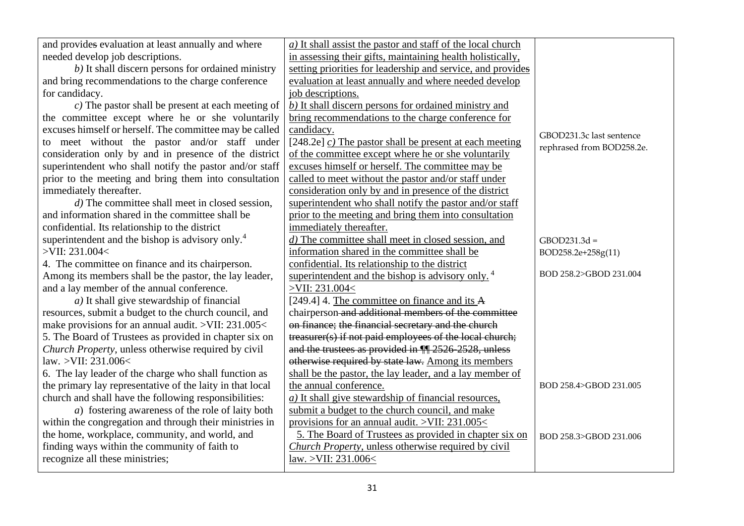| | | |
|---|---|---|
| and provide~~s~~ evaluation at least annually and where needed develop job descriptions.<br>*b)* It shall discern persons for ordained ministry and bring recommendations to the charge conference for candidacy.<br>*c)* The pastor shall be present at each meeting of the committee except where he or she voluntarily excuses himself or herself. The committee may be called to meet without the pastor and/or staff under consideration only by and in presence of the district superintendent who shall notify the pastor and/or staff prior to the meeting and bring them into consultation immediately thereafter.<br>*d)* The committee shall meet in closed session, and information shared in the committee shall be confidential. Its relationship to the district superintendent and the bishop is advisory only.[4] >VII: 231.004<<br>4. The committee on finance and its chairperson. Among its members shall be the pastor, the lay leader, and a lay member of the annual conference.<br>*a)* It shall give stewardship of financial resources, submit a budget to the church council, and make provisions for an annual audit. >VII: 231.005<<br>5. The Board of Trustees as provided in chapter six on *Church Property*, unless otherwise required by civil law. >VII: 231.006<<br>6. The lay leader of the charge who shall function as the primary lay representative of the laity in that local church and shall have the following responsibilities:<br>*a*) fostering awareness of the role of laity both within the congregation and through their ministries in the home, workplace, community, and world, and finding ways within the community of faith to recognize all these ministries; | *a)* It shall assist the pastor and staff of the local church in assessing their gifts, maintaining health holistically, setting priorities for leadership and service, and provide~~s~~ evaluation at least annually and where needed develop job descriptions.<br>*b)* It shall discern persons for ordained ministry and bring recommendations to the charge conference for candidacy.<br>[248.2e] *c)* The pastor shall be present at each meeting of the committee except where he or she voluntarily excuses himself or herself. The committee may be called to meet without the pastor and/or staff under consideration only by and in presence of the district superintendent who shall notify the pastor and/or staff prior to the meeting and bring them into consultation immediately thereafter.<br>*d)* The committee shall meet in closed session, and information shared in the committee shall be confidential. Its relationship to the district superintendent and the bishop is advisory only.[4] >VII: 231.004<<br>[249.4] 4. The committee on finance and its ~~A~~ chairperson ~~and additional members of the committee on finance; the financial secretary and the church treasurer(s) if not paid employees of the local church; and the trustees as provided in ¶¶ 2526-2528, unless otherwise required by state law.~~ Among its members shall be the pastor, the lay leader, and a lay member of the annual conference.<br>*a)* It shall give stewardship of financial resources, submit a budget to the church council, and make provisions for an annual audit. >VII: 231.005<<br>5. The Board of Trustees as provided in chapter six on *Church Property*, unless otherwise required by civil law. >VII: 231.006< | GBOD231.3c last sentence rephrased from BOD258.2e.<br><br>GBOD231.3d = BOD258.2e+258g(11)<br><br>BOD 258.2>GBOD 231.004<br><br>BOD 258.4>GBOD 231.005<br><br>BOD 258.3>GBOD 231.006 |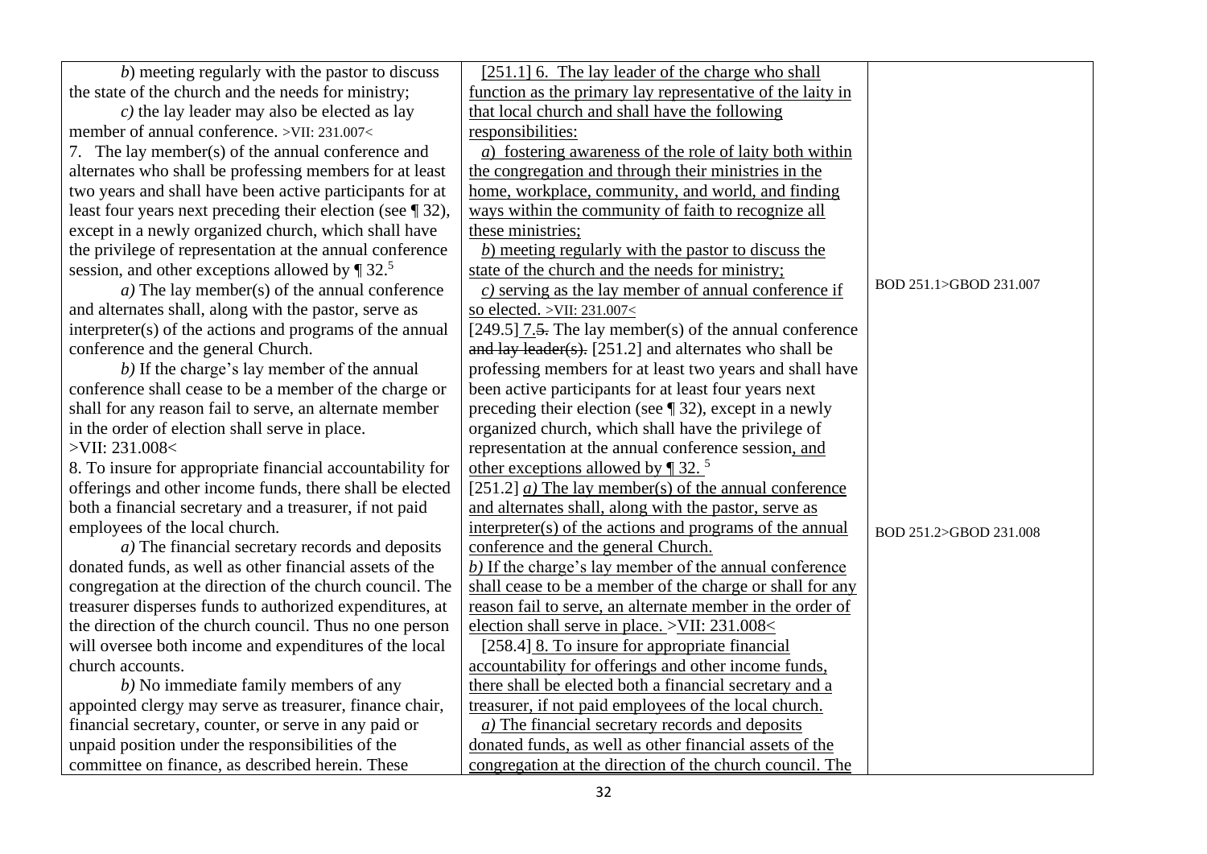| | | |
|---|---|---|
| *b*) meeting regularly with the pastor to discuss the state of the church and the needs for ministry;<br>*c)* the lay leader may also be elected as lay member of annual conference. >VII: 231.007<<br>7. The lay member(s) of the annual conference and alternates who shall be professing members for at least two years and shall have been active participants for at least four years next preceding their election (see ¶ 32), except in a newly organized church, which shall have the privilege of representation at the annual conference session, and other exceptions allowed by ¶ 32.[5]<br>*a)* The lay member(s) of the annual conference and alternates shall, along with the pastor, serve as interpreter(s) of the actions and programs of the annual conference and the general Church.<br>*b)* If the charge's lay member of the annual conference shall cease to be a member of the charge or shall for any reason fail to serve, an alternate member in the order of election shall serve in place. >VII: 231.008<<br>8. To insure for appropriate financial accountability for offerings and other income funds, there shall be elected both a financial secretary and a treasurer, if not paid employees of the local church.<br>*a)* The financial secretary records and deposits donated funds, as well as other financial assets of the congregation at the direction of the church council. The treasurer disperses funds to authorized expenditures, at the direction of the church council. Thus no one person will oversee both income and expenditures of the local church accounts.<br>*b)* No immediate family members of any appointed clergy may serve as treasurer, finance chair, financial secretary, counter, or serve in any paid or unpaid position under the responsibilities of the committee on finance, as described herein. These | [251.1] 6. The lay leader of the charge who shall function as the primary lay representative of the laity in that local church and shall have the following responsibilities:<br>*a*) fostering awareness of the role of laity both within the congregation and through their ministries in the home, workplace, community, and world, and finding ways within the community of faith to recognize all these ministries;<br>*b*) meeting regularly with the pastor to discuss the state of the church and the needs for ministry;<br>*c)* serving as the lay member of annual conference if so elected. >VII: 231.007<<br>[249.5] 7.~~5.~~ The lay member(s) of the annual conference ~~and lay leader(s).~~ [251.2] and alternates who shall be professing members for at least two years and shall have been active participants for at least four years next preceding their election (see ¶ 32), except in a newly organized church, which shall have the privilege of representation at the annual conference session, and other exceptions allowed by ¶ 32.[5]<br>[251.2] *a)* The lay member(s) of the annual conference and alternates shall, along with the pastor, serve as interpreter(s) of the actions and programs of the annual conference and the general Church.<br>*b)* If the charge's lay member of the annual conference shall cease to be a member of the charge or shall for any reason fail to serve, an alternate member in the order of election shall serve in place. >VII: 231.008<<br>[258.4] 8. To insure for appropriate financial accountability for offerings and other income funds, there shall be elected both a financial secretary and a treasurer, if not paid employees of the local church.<br>*a)* The financial secretary records and deposits donated funds, as well as other financial assets of the congregation at the direction of the church council. The | BOD 251.1>GBOD 231.007<br><br>BOD 251.2>GBOD 231.008 |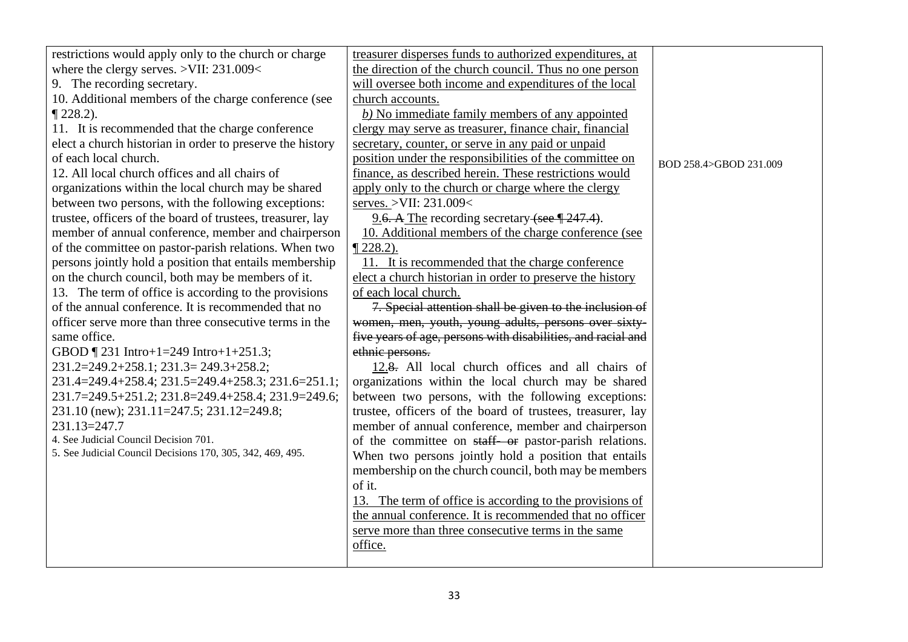| | | |
|---|---|---|
| restrictions would apply only to the church or charge where the clergy serves. >VII: 231.009<<br>9. The recording secretary.<br>10. Additional members of the charge conference (see ¶ 228.2).<br>11. It is recommended that the charge conference elect a church historian in order to preserve the history of each local church.<br>12. All local church offices and all chairs of organizations within the local church may be shared between two persons, with the following exceptions: trustee, officers of the board of trustees, treasurer, lay member of annual conference, member and chairperson of the committee on pastor-parish relations. When two persons jointly hold a position that entails membership on the church council, both may be members of it.<br>13. The term of office is according to the provisions of the annual conference. It is recommended that no officer serve more than three consecutive terms in the same office.<br>GBOD ¶ 231 Intro+1=249 Intro+1+251.3; 231.2=249.2+258.1; 231.3= 249.3+258.2; 231.4=249.4+258.4; 231.5=249.4+258.3; 231.6=251.1; 231.7=249.5+251.2; 231.8=249.4+258.4; 231.9=249.6; 231.10 (new); 231.11=247.5; 231.12=249.8; 231.13=247.7<br>4. See Judicial Council Decision 701.<br>5. See Judicial Council Decisions 170, 305, 342, 469, 495. | treasurer disperses funds to authorized expenditures, at the direction of the church council. Thus no one person will oversee both income and expenditures of the local church accounts.<br>*b)* No immediate family members of any appointed clergy may serve as treasurer, finance chair, financial secretary, counter, or serve in any paid or unpaid position under the responsibilities of the committee on finance, as described herein. These restrictions would apply only to the church or charge where the clergy serves. >VII: 231.009<<br>9.~~6.~~ ~~A~~ The recording secretary ~~(see ¶ 247.4)~~.<br>10. Additional members of the charge conference (see ¶ 228.2).<br>11. It is recommended that the charge conference elect a church historian in order to preserve the history of each local church.<br>~~7. Special attention shall be given to the inclusion of women, men, youth, young adults, persons over sixty-five years of age, persons with disabilities, and racial and ethnic persons.~~<br>12.~~8.~~ All local church offices and all chairs of organizations within the local church may be shared between two persons, with the following exceptions: trustee, officers of the board of trustees, treasurer, lay member of annual conference, member and chairperson of the committee on ~~staff- or~~ pastor-parish relations. When two persons jointly hold a position that entails membership on the church council, both may be members of it.<br>13. The term of office is according to the provisions of the annual conference. It is recommended that no officer serve more than three consecutive terms in the same office. | BOD 258.4>GBOD 231.009 |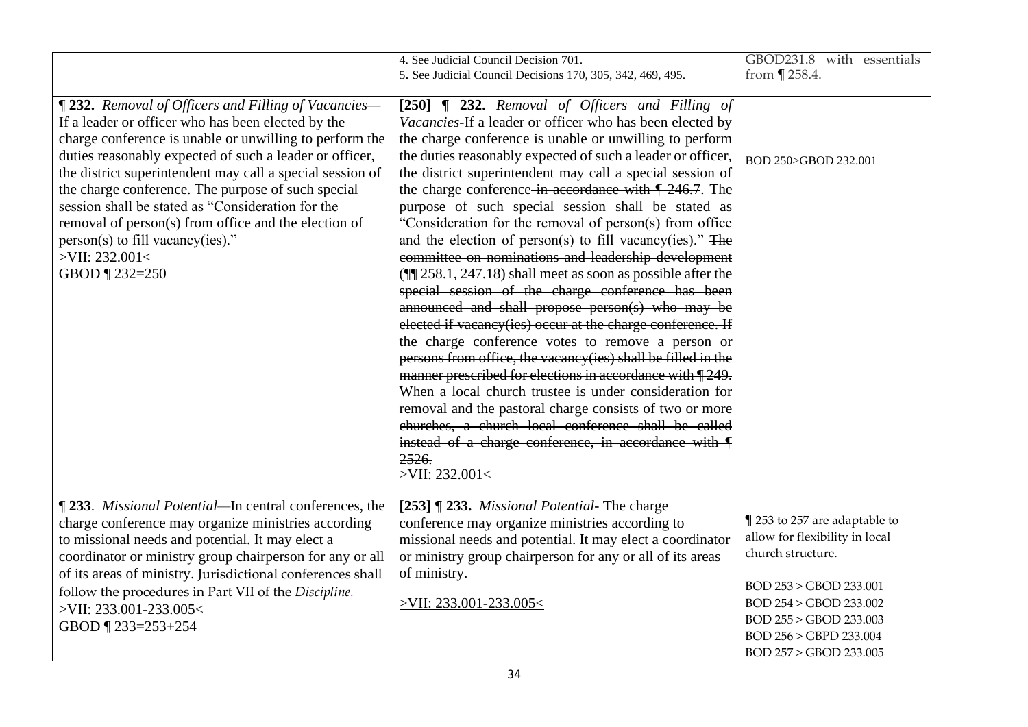| | | |
|---|---|---|
| | 4. See Judicial Council Decision 701.<br>5. See Judicial Council Decisions 170, 305, 342, 469, 495. | GBOD231.8 with essentials from ¶ 258.4. |
| **¶ 232.** *Removal of Officers and Filling of Vacancies*—If a leader or officer who has been elected by the charge conference is unable or unwilling to perform the duties reasonably expected of such a leader or officer, the district superintendent may call a special session of the charge conference. The purpose of such special session shall be stated as "Consideration for the removal of person(s) from office and the election of person(s) to fill vacancy(ies)."<br>>VII: 232.001<<br>GBOD ¶ 232=250 | **[250] ¶ 232.** *Removal of Officers and Filling of Vacancies*-If a leader or officer who has been elected by the charge conference is unable or unwilling to perform the duties reasonably expected of such a leader or officer, the district superintendent may call a special session of the charge conference ~~in accordance with ¶ 246.7~~. The purpose of such special session shall be stated as "Consideration for the removal of person(s) from office and the election of person(s) to fill vacancy(ies)." ~~The committee on nominations and leadership development (¶¶ 258.1, 247.18) shall meet as soon as possible after the special session of the charge conference has been announced and shall propose person(s) who may be elected if vacancy(ies) occur at the charge conference. If the charge conference votes to remove a person or persons from office, the vacancy(ies) shall be filled in the manner prescribed for elections in accordance with ¶ 249. When a local church trustee is under consideration for removal and the pastoral charge consists of two or more churches, a church local conference shall be called instead of a charge conference, in accordance with ¶ 2526.~~<br>>VII: 232.001< | BOD 250>GBOD 232.001 |
| **¶ 233**. *Missional Potential*—In central conferences, the charge conference may organize ministries according to missional needs and potential. It may elect a coordinator or ministry group chairperson for any or all of its areas of ministry. Jurisdictional conferences shall follow the procedures in Part VII of the *Discipline.*<br>>VII: 233.001-233.005<<br>GBOD ¶ 233=253+254 | **[253] ¶ 233.** *Missional Potential*- The charge conference may organize ministries according to missional needs and potential. It may elect a coordinator or ministry group chairperson for any or all of its areas of ministry.<br><u>>VII: 233.001-233.005<</u> | ¶ 253 to 257 are adaptable to allow for flexibility in local church structure.<br><br>BOD 253 > GBOD 233.001<br>BOD 254 > GBOD 233.002<br>BOD 255 > GBOD 233.003<br>BOD 256 > GBPD 233.004<br>BOD 257 > GBOD 233.005 |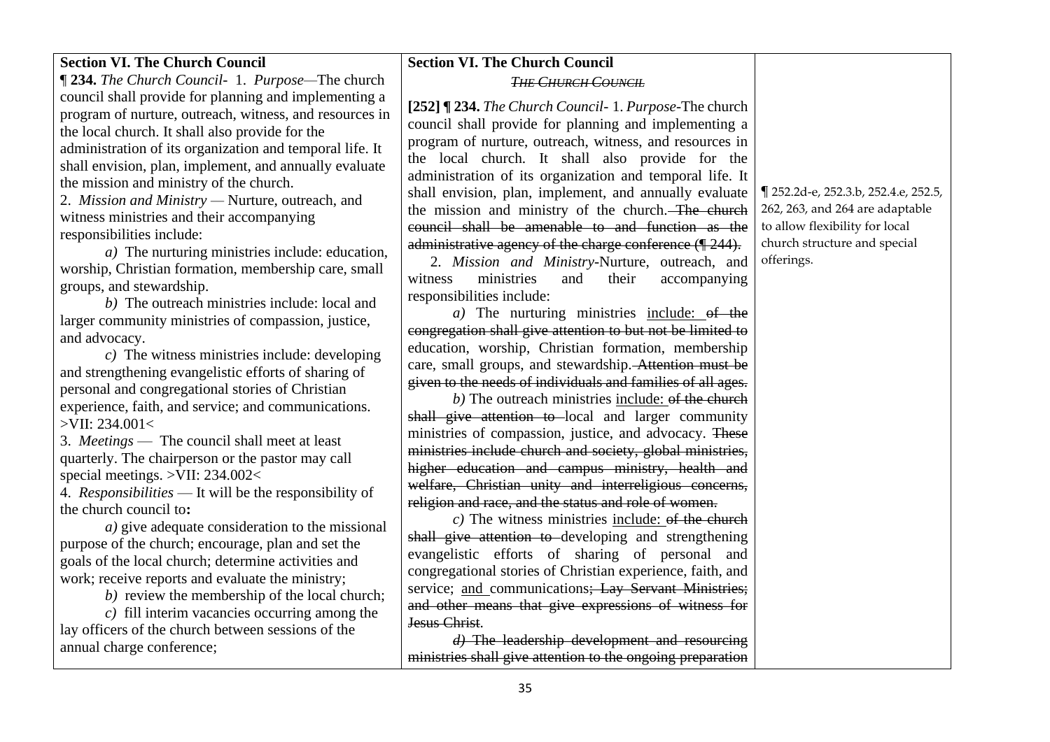| **Section VI. The Church Council** | **Section VI. The Church Council** | |
|---|---|---|
| **¶ 234.** *The Church Council*- 1. *Purpose*—The church council shall provide for planning and implementing a program of nurture, outreach, witness, and resources in the local church. It shall also provide for the administration of its organization and temporal life. It shall envision, plan, implement, and annually evaluate the mission and ministry of the church.<br>2. *Mission and Ministry* — Nurture, outreach, and witness ministries and their accompanying responsibilities include:<br>*a)* The nurturing ministries include: education, worship, Christian formation, membership care, small groups, and stewardship.<br>*b)* The outreach ministries include: local and larger community ministries of compassion, justice, and advocacy.<br>*c)* The witness ministries include: developing and strengthening evangelistic efforts of sharing of personal and congregational stories of Christian experience, faith, and service; and communications. >VII: 234.001<<br>3. *Meetings* — The council shall meet at least quarterly. The chairperson or the pastor may call special meetings. >VII: 234.002<<br>4. *Responsibilities* — It will be the responsibility of the church council to**:**<br>*a)* give adequate consideration to the missional purpose of the church; encourage, plan and set the goals of the local church; determine activities and work; receive reports and evaluate the ministry;<br>*b)* review the membership of the local church;<br>*c)* fill interim vacancies occurring among the lay officers of the church between sessions of the annual charge conference; | ~~*THE CHURCH COUNCIL*~~<br>**[252] ¶ 234.** *The Church Council*- 1. *Purpose*-The church council shall provide for planning and implementing a program of nurture, outreach, witness, and resources in the local church. It shall also provide for the administration of its organization and temporal life. It shall envision, plan, implement, and annually evaluate the mission and ministry of the church. ~~The church council shall be amenable to and function as the administrative agency of the charge conference (¶ 244).~~<br>2. *Mission and Ministry*-Nurture, outreach, and witness ministries and their accompanying responsibilities include:<br>*a)* The nurturing ministries <u>include:</u> ~~of the congregation shall give attention to but not be limited to~~ education, worship, Christian formation, membership care, small groups, and stewardship. ~~Attention must be given to the needs of individuals and families of all ages.~~<br>*b)* The outreach ministries <u>include:</u> ~~of the church shall give attention to~~ local and larger community ministries of compassion, justice, and advocacy. ~~These ministries include church and society, global ministries, higher education and campus ministry, health and welfare, Christian unity and interreligious concerns, religion and race, and the status and role of women.~~<br>*c)* The witness ministries <u>include:</u> ~~of the church shall give attention to~~ developing and strengthening evangelistic efforts of sharing of personal and congregational stories of Christian experience, faith, and service; <u>and</u> communications~~; Lay Servant Ministries; and other means that give expressions of witness for Jesus Christ~~.<br>~~*d)* The leadership development and resourcing ministries shall give attention to the ongoing preparation~~ | ¶ 252.2d-e, 252.3.b, 252.4.e, 252.5, 262, 263, and 264 are adaptable to allow flexibility for local church structure and special offerings. |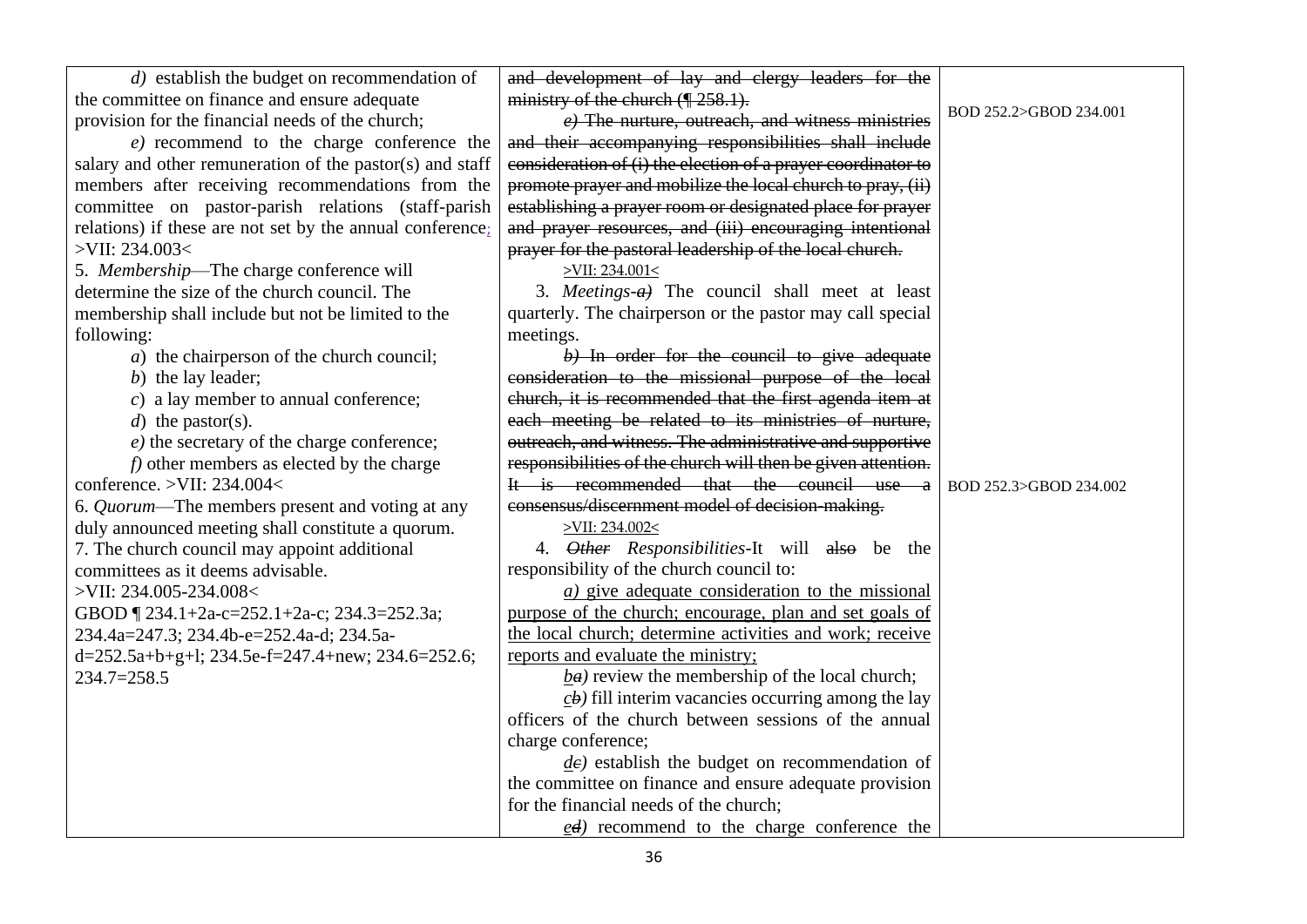| | | |
|---|---|---|
| *d)* establish the budget on recommendation of the committee on finance and ensure adequate provision for the financial needs of the church;<br>*e)* recommend to the charge conference the salary and other remuneration of the pastor(s) and staff members after receiving recommendations from the committee on pastor-parish relations (staff-parish relations) if these are not set by the annual conference;<br>>VII: 234.003<<br>5. *Membership*—The charge conference will determine the size of the church council. The membership shall include but not be limited to the following:<br>*a*) the chairperson of the church council;<br>*b*) the lay leader;<br>*c*) a lay member to annual conference;<br>*d*) the pastor(s).<br>*e)* the secretary of the charge conference;<br>*f)* other members as elected by the charge conference. >VII: 234.004<<br>6. *Quorum*—The members present and voting at any duly announced meeting shall constitute a quorum.<br>7. The church council may appoint additional committees as it deems advisable.<br>>VII: 234.005-234.008<<br>GBOD ¶ 234.1+2a-c=252.1+2a-c; 234.3=252.3a; 234.4a=247.3; 234.4b-e=252.4a-d; 234.5a-d=252.5a+b+g+l; 234.5e-f=247.4+new; 234.6=252.6; 234.7=258.5 | ~~and development of lay and clergy leaders for the ministry of the church (¶ 258.1).~~<br>~~*c)* The nurture, outreach, and witness ministries and their accompanying responsibilities shall include consideration of (i) the election of a prayer coordinator to promote prayer and mobilize the local church to pray, (ii) establishing a prayer room or designated place for prayer and prayer resources, and (iii) encouraging intentional prayer for the pastoral leadership of the local church.~~<br>>VII: 234.001<<br>3. *Meetings-~~a)~~* The council shall meet at least quarterly. The chairperson or the pastor may call special meetings.<br>~~*b)* In order for the council to give adequate consideration to the missional purpose of the local church, it is recommended that the first agenda item at each meeting be related to its ministries of nurture, outreach, and witness. The administrative and supportive responsibilities of the church will then be given attention. It is recommended that the council use a consensus/discernment model of decision-making.~~<br>>VII: 234.002<<br>4. *~~Other~~ Responsibilities*-It will ~~also~~ be the responsibility of the church council to:<br>*a)* give adequate consideration to the missional purpose of the church; encourage, plan and set goals of the local church; determine activities and work; receive reports and evaluate the ministry;<br>*b~~a~~)* review the membership of the local church;<br>*c~~b~~)* fill interim vacancies occurring among the lay officers of the church between sessions of the annual charge conference;<br>*d~~c~~)* establish the budget on recommendation of the committee on finance and ensure adequate provision for the financial needs of the church;<br>*e~~d~~)* recommend to the charge conference the | BOD 252.2>GBOD 234.001<br><br>BOD 252.3>GBOD 234.002 |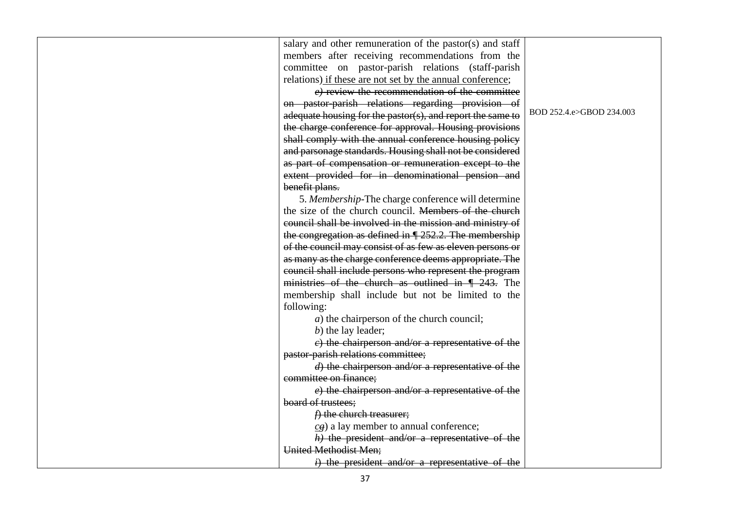| | | |
|---|---|---|
| | salary and other remuneration of the pastor(s) and staff members after receiving recommendations from the committee on pastor-parish relations (staff-parish relations) <u>if these are not set by the annual conference</u>;<br><br>~~*e*) review the recommendation of the committee on pastor-parish relations regarding provision of adequate housing for the pastor(s), and report the same to the charge conference for approval. Housing provisions shall comply with the annual conference housing policy and parsonage standards. Housing shall not be considered as part of compensation or remuneration except to the extent provided for in denominational pension and benefit plans.~~<br><br>5. *Membership*-The charge conference will determine the size of the church council. ~~Members of the church council shall be involved in the mission and ministry of the congregation as defined in ¶ 252.2. The membership of the council may consist of as few as eleven persons or as many as the charge conference deems appropriate. The council shall include persons who represent the program ministries of the church as outlined in ¶ 243.~~ The membership shall include but not be limited to the following:<br><br>*a*) the chairperson of the church council;<br><br>*b*) the lay leader;<br><br>~~*c*) the chairperson and/or a representative of the pastor-parish relations committee;~~<br><br>~~*d*) the chairperson and/or a representative of the committee on finance;~~<br><br>~~*e*) the chairperson and/or a representative of the board of trustees;~~<br><br>~~*f*) the church treasurer;~~<br><br><u>*c*</u>~~*g*~~) a lay member to annual conference;<br><br>~~*h*) the president and/or a representative of the United Methodist Men;~~<br><br>~~*i*) the president and/or a representative of the~~ | BOD 252.4.e>GBOD 234.003 |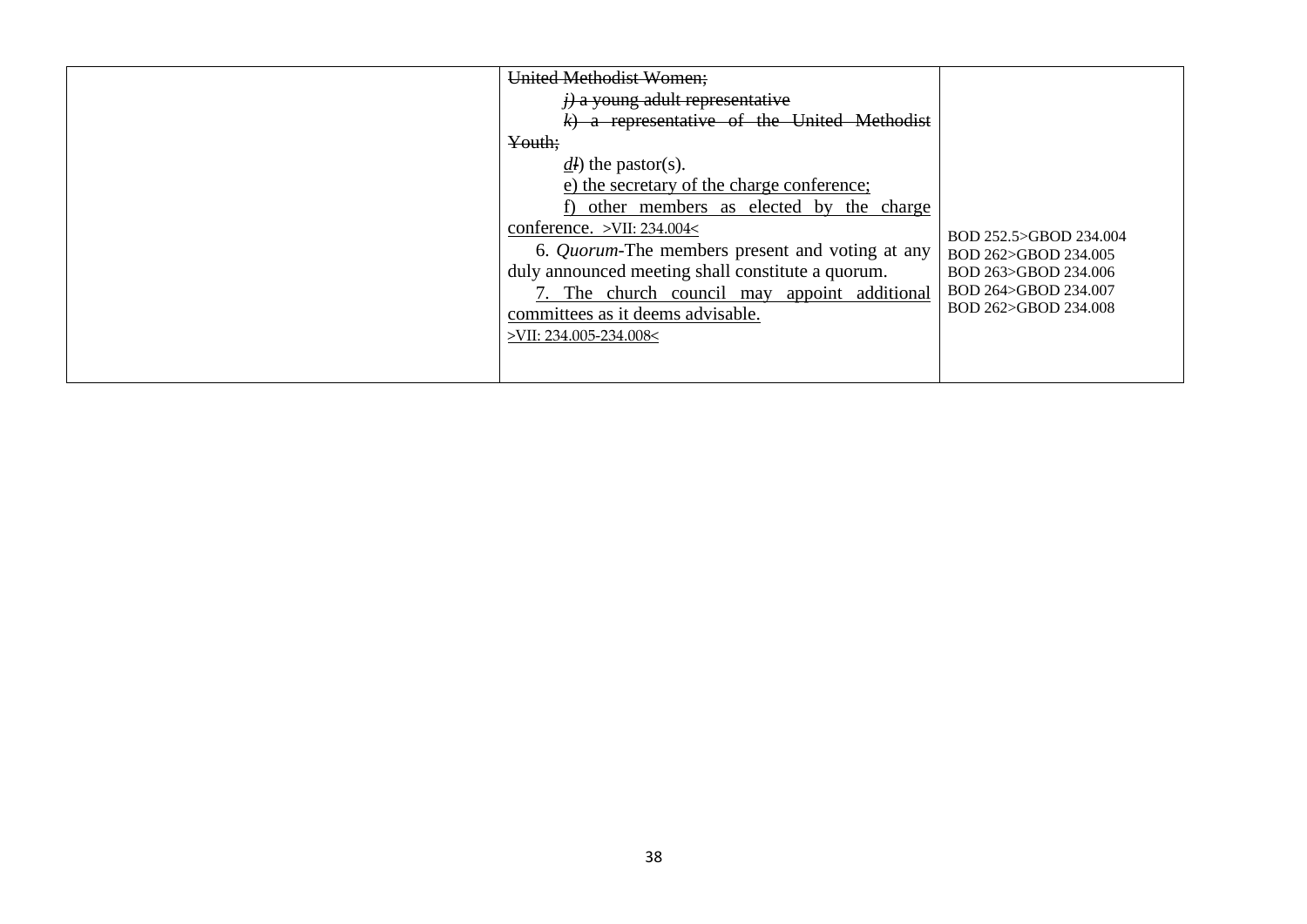| | | |
|---|---|---|
| | ~~United Methodist Women;~~<br>~~*j)* a young adult representative~~<br>~~*k*) a representative of the United Methodist Youth;~~<br><u>*d*</u>~~*l*~~) the pastor(s).<br><u>e) the secretary of the charge conference;</u><br><u>f) other members as elected by the charge conference.</u> <u>>VII: 234.004<</u><br>6. *Quorum*-The members present and voting at any duly announced meeting shall constitute a quorum.<br><u>7. The church council may appoint additional committees as it deems advisable.</u><br><u>>VII: 234.005-234.008<</u> | BOD 252.5>GBOD 234.004<br>BOD 262>GBOD 234.005<br>BOD 263>GBOD 234.006<br>BOD 264>GBOD 234.007<br>BOD 262>GBOD 234.008 |